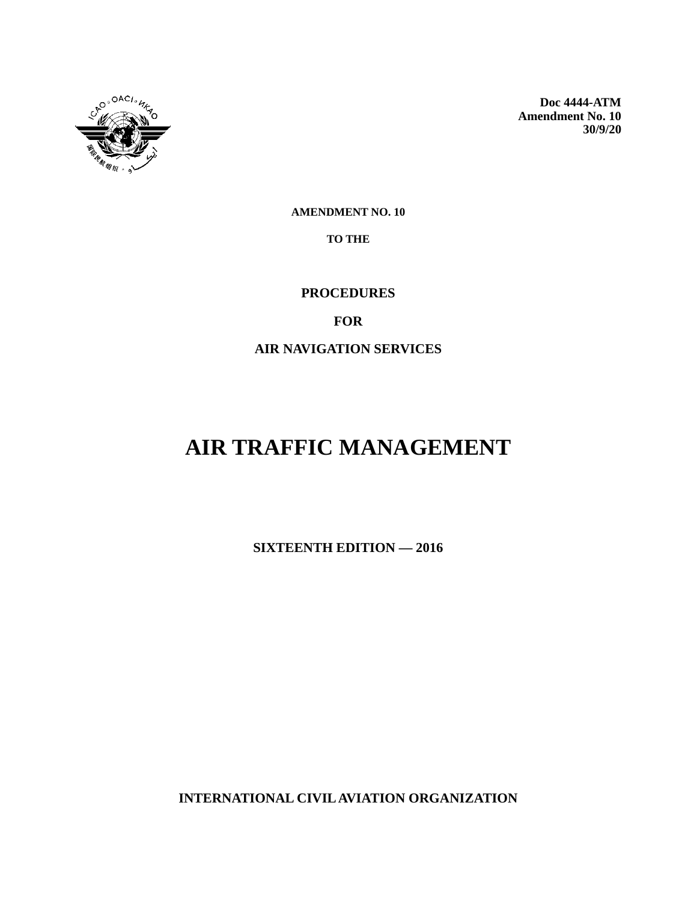**Doc 4444-ATM**
**Amendment No. 10**
**30/9/20**

**AMENDMENT NO. 10**

**TO THE**

**PROCEDURES**

**FOR**

**AIR NAVIGATION SERVICES**

# AIR TRAFFIC MANAGEMENT

**SIXTEENTH EDITION — 2016**

**INTERNATIONAL CIVIL AVIATION ORGANIZATION**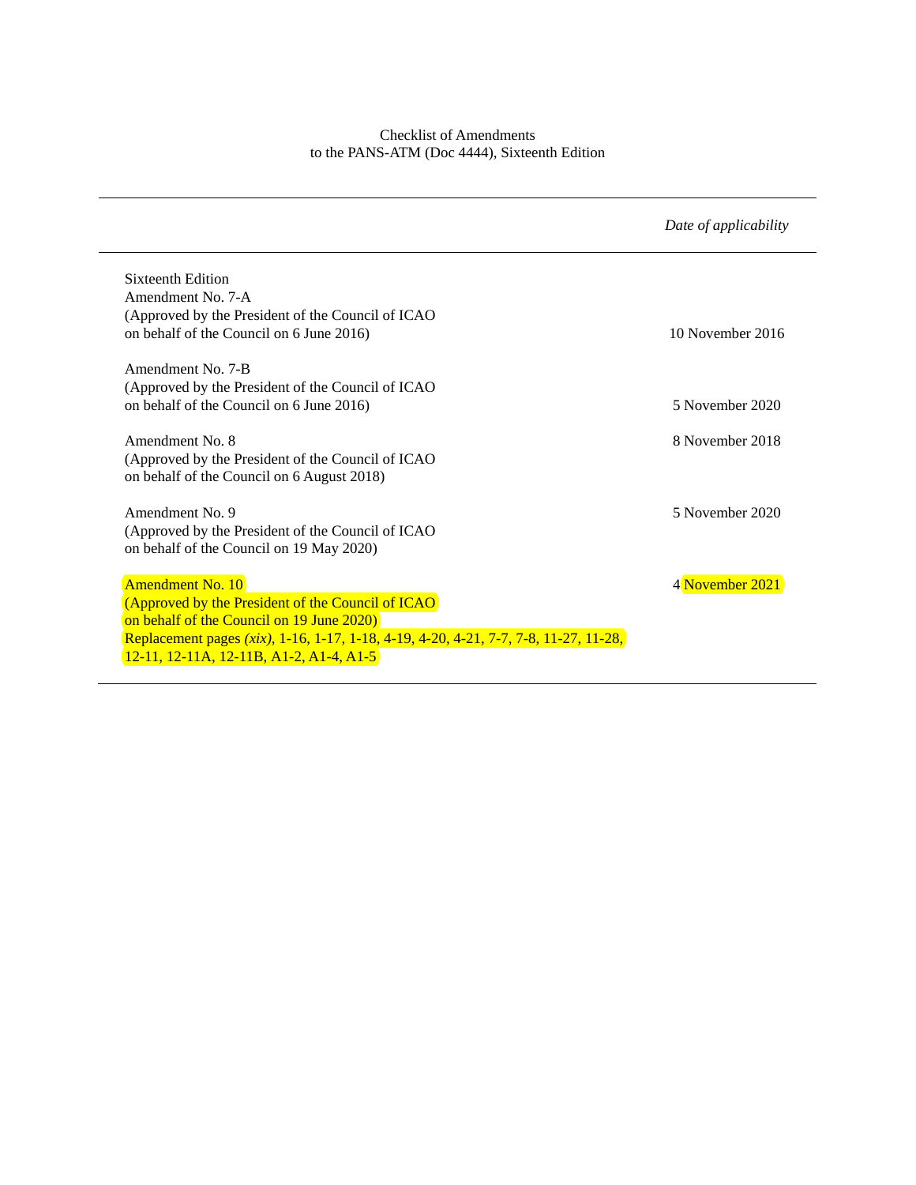Checklist of Amendments
to the PANS-ATM (Doc 4444), Sixteenth Edition

| | *Date of applicability* |
|---|---|
| Sixteenth Edition<br>Amendment No. 7-A<br>(Approved by the President of the Council of ICAO on behalf of the Council on 6 June 2016) | 10 November 2016 |
| Amendment No. 7-B<br>(Approved by the President of the Council of ICAO on behalf of the Council on 6 June 2016) | 5 November 2020 |
| Amendment No. 8<br>(Approved by the President of the Council of ICAO on behalf of the Council on 6 August 2018) | 8 November 2018 |
| Amendment No. 9<br>(Approved by the President of the Council of ICAO on behalf of the Council on 19 May 2020) | 5 November 2020 |
| Amendment No. 10<br>(Approved by the President of the Council of ICAO on behalf of the Council on 19 June 2020)<br>Replacement pages *(xix)*, 1-16, 1-17, 1-18, 4-19, 4-20, 4-21, 7-7, 7-8, 11-27, 11-28, 12-11, 12-11A, 12-11B, A1-2, A1-4, A1-5 | 4 November 2021 |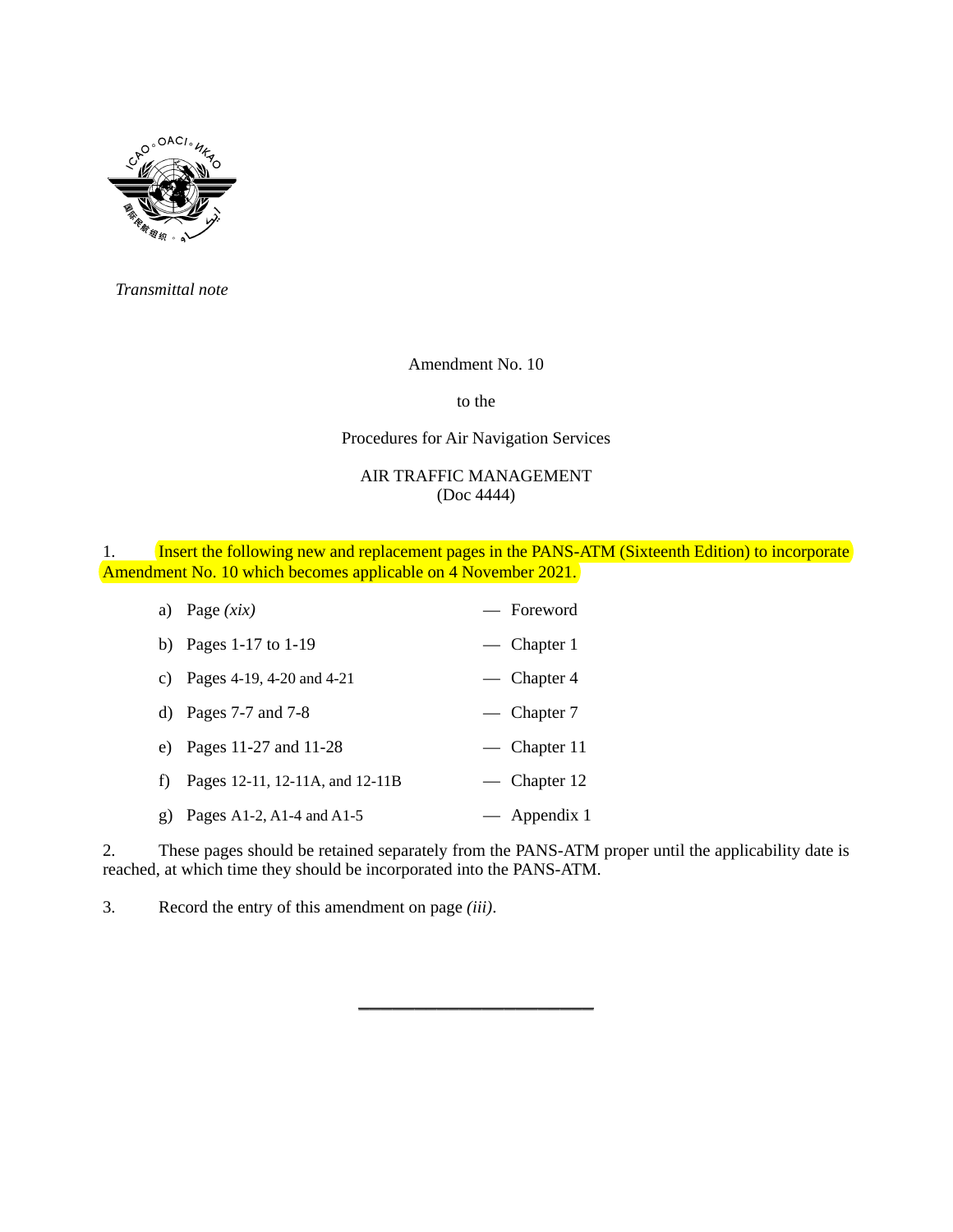*Transmittal note*

Amendment No. 10

to the

Procedures for Air Navigation Services

AIR TRAFFIC MANAGEMENT
(Doc 4444)

1. Insert the following new and replacement pages in the PANS-ATM (Sixteenth Edition) to incorporate Amendment No. 10 which becomes applicable on 4 November 2021.

| | | |
|---|---|---|
| a) | Page *(xix)* | — Foreword |
| b) | Pages 1-17 to 1-19 | — Chapter 1 |
| c) | Pages 4-19, 4-20 and 4-21 | — Chapter 4 |
| d) | Pages 7-7 and 7-8 | — Chapter 7 |
| e) | Pages 11-27 and 11-28 | — Chapter 11 |
| f) | Pages 12-11, 12-11A, and 12-11B | — Chapter 12 |
| g) | Pages A1-2, A1-4 and A1-5 | — Appendix 1 |

2. These pages should be retained separately from the PANS-ATM proper until the applicability date is reached, at which time they should be incorporated into the PANS-ATM.

3. Record the entry of this amendment on page *(iii)*.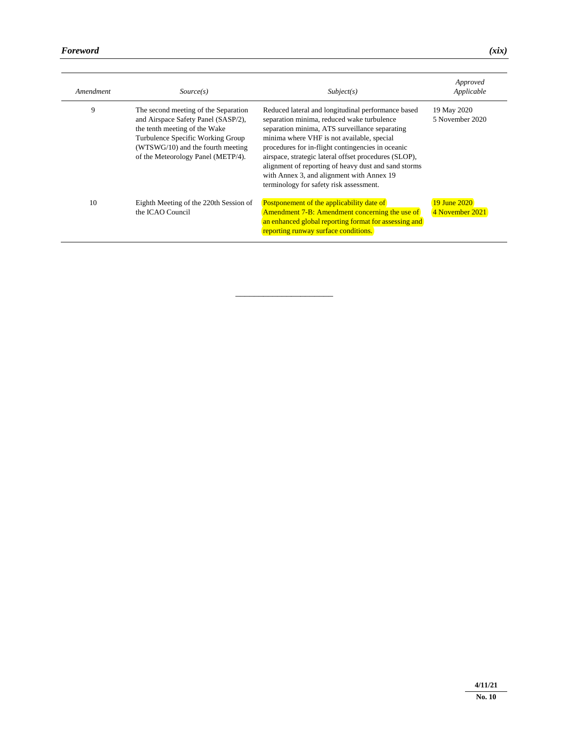| Amendment | Source(s) | Subject(s) | Approved Applicable |
|---|---|---|---|
| 9 | The second meeting of the Separation and Airspace Safety Panel (SASP/2), the tenth meeting of the Wake Turbulence Specific Working Group (WTSWG/10) and the fourth meeting of the Meteorology Panel (METP/4). | Reduced lateral and longitudinal performance based separation minima, reduced wake turbulence separation minima, ATS surveillance separating minima where VHF is not available, special procedures for in-flight contingencies in oceanic airspace, strategic lateral offset procedures (SLOP), alignment of reporting of heavy dust and sand storms with Annex 3, and alignment with Annex 19 terminology for safety risk assessment. | 19 May 2020<br>5 November 2020 |
| 10 | Eighth Meeting of the 220th Session of the ICAO Council | Postponement of the applicability date of Amendment 7-B: Amendment concerning the use of an enhanced global reporting format for assessing and reporting runway surface conditions. | 19 June 2020<br>4 November 2021 |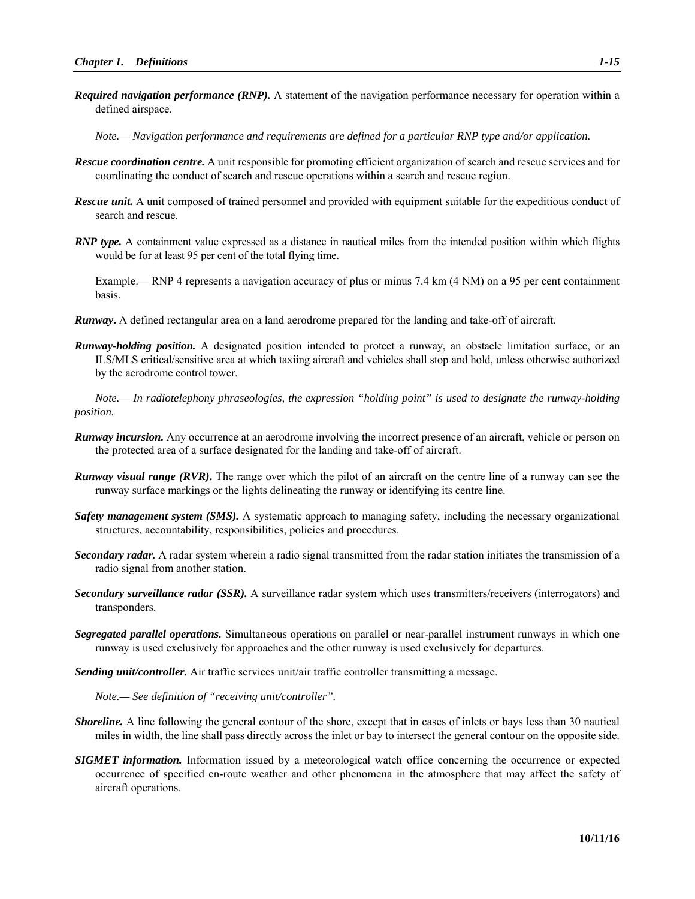***Required navigation performance (RNP).*** A statement of the navigation performance necessary for operation within a defined airspace.

*Note.— Navigation performance and requirements are defined for a particular RNP type and/or application.*

***Rescue coordination centre.*** A unit responsible for promoting efficient organization of search and rescue services and for coordinating the conduct of search and rescue operations within a search and rescue region.

***Rescue unit.*** A unit composed of trained personnel and provided with equipment suitable for the expeditious conduct of search and rescue.

***RNP type.*** A containment value expressed as a distance in nautical miles from the intended position within which flights would be for at least 95 per cent of the total flying time.

Example.— RNP 4 represents a navigation accuracy of plus or minus 7.4 km (4 NM) on a 95 per cent containment basis.

***Runway***. A defined rectangular area on a land aerodrome prepared for the landing and take-off of aircraft.

***Runway-holding position.*** A designated position intended to protect a runway, an obstacle limitation surface, or an ILS/MLS critical/sensitive area at which taxiing aircraft and vehicles shall stop and hold, unless otherwise authorized by the aerodrome control tower.

*Note.— In radiotelephony phraseologies, the expression "holding point" is used to designate the runway-holding position.*

***Runway incursion.*** Any occurrence at an aerodrome involving the incorrect presence of an aircraft, vehicle or person on the protected area of a surface designated for the landing and take-off of aircraft.

***Runway visual range (RVR)***. The range over which the pilot of an aircraft on the centre line of a runway can see the runway surface markings or the lights delineating the runway or identifying its centre line.

***Safety management system (SMS).*** A systematic approach to managing safety, including the necessary organizational structures, accountability, responsibilities, policies and procedures.

***Secondary radar.*** A radar system wherein a radio signal transmitted from the radar station initiates the transmission of a radio signal from another station.

***Secondary surveillance radar (SSR).*** A surveillance radar system which uses transmitters/receivers (interrogators) and transponders.

***Segregated parallel operations.*** Simultaneous operations on parallel or near-parallel instrument runways in which one runway is used exclusively for approaches and the other runway is used exclusively for departures.

***Sending unit/controller.*** Air traffic services unit/air traffic controller transmitting a message.

*Note.— See definition of "receiving unit/controller".*

***Shoreline.*** A line following the general contour of the shore, except that in cases of inlets or bays less than 30 nautical miles in width, the line shall pass directly across the inlet or bay to intersect the general contour on the opposite side.

***SIGMET information.*** Information issued by a meteorological watch office concerning the occurrence or expected occurrence of specified en-route weather and other phenomena in the atmosphere that may affect the safety of aircraft operations.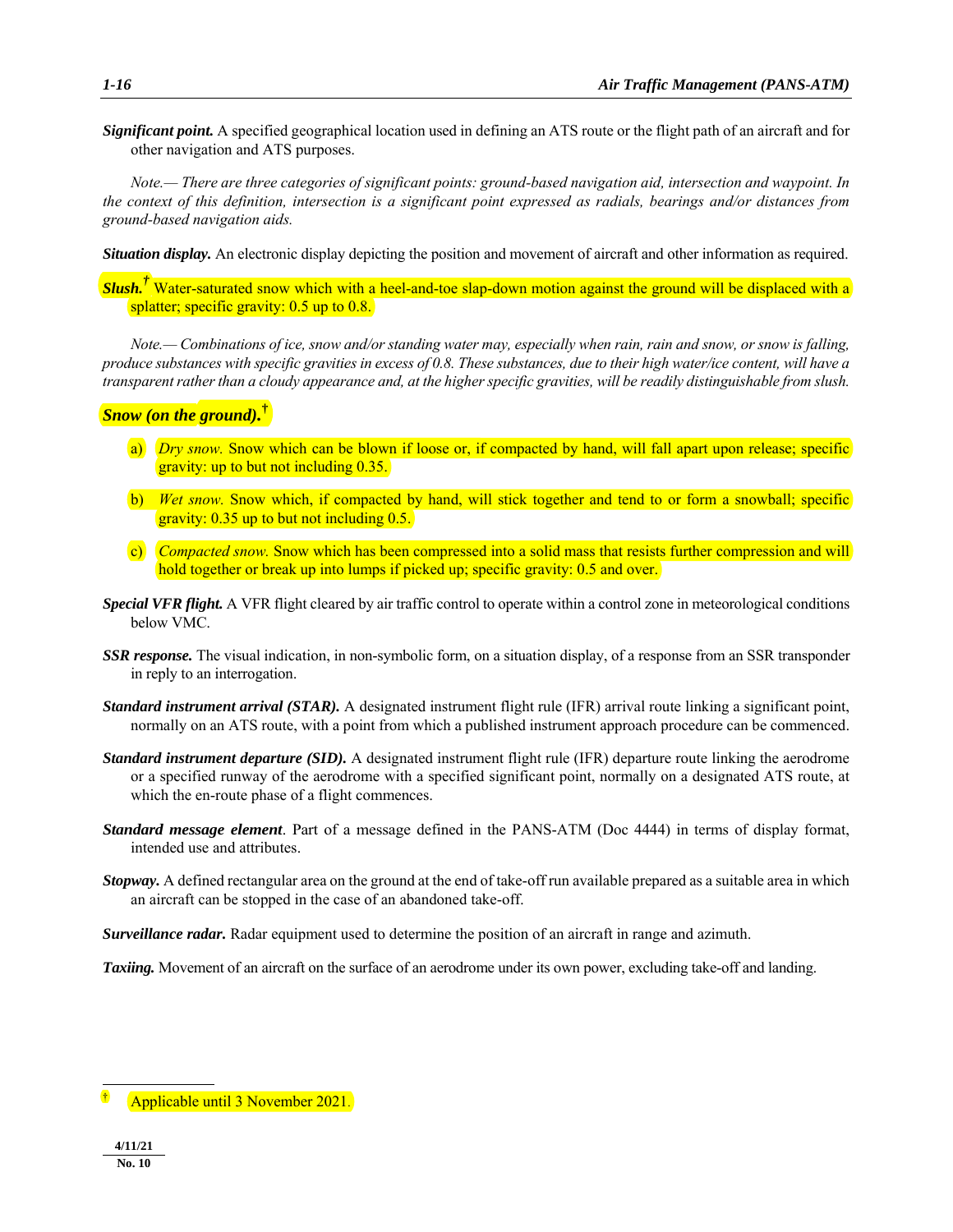***Significant point.*** A specified geographical location used in defining an ATS route or the flight path of an aircraft and for other navigation and ATS purposes.

*Note.— There are three categories of significant points: ground-based navigation aid, intersection and waypoint. In the context of this definition, intersection is a significant point expressed as radials, bearings and/or distances from ground-based navigation aids.*

***Situation display.*** An electronic display depicting the position and movement of aircraft and other information as required.

***Slush.***† Water-saturated snow which with a heel-and-toe slap-down motion against the ground will be displaced with a splatter; specific gravity: 0.5 up to 0.8.

*Note.— Combinations of ice, snow and/or standing water may, especially when rain, rain and snow, or snow is falling, produce substances with specific gravities in excess of 0.8. These substances, due to their high water/ice content, will have a transparent rather than a cloudy appearance and, at the higher specific gravities, will be readily distinguishable from slush.*

***Snow (on the ground).***†

a) *Dry snow.* Snow which can be blown if loose or, if compacted by hand, will fall apart upon release; specific gravity: up to but not including 0.35.

b) *Wet snow.* Snow which, if compacted by hand, will stick together and tend to or form a snowball; specific gravity: 0.35 up to but not including 0.5.

c) *Compacted snow.* Snow which has been compressed into a solid mass that resists further compression and will hold together or break up into lumps if picked up; specific gravity: 0.5 and over.

***Special VFR flight.*** A VFR flight cleared by air traffic control to operate within a control zone in meteorological conditions below VMC.

***SSR response.*** The visual indication, in non-symbolic form, on a situation display, of a response from an SSR transponder in reply to an interrogation.

***Standard instrument arrival (STAR).*** A designated instrument flight rule (IFR) arrival route linking a significant point, normally on an ATS route, with a point from which a published instrument approach procedure can be commenced.

***Standard instrument departure (SID).*** A designated instrument flight rule (IFR) departure route linking the aerodrome or a specified runway of the aerodrome with a specified significant point, normally on a designated ATS route, at which the en-route phase of a flight commences.

***Standard message element***. Part of a message defined in the PANS-ATM (Doc 4444) in terms of display format, intended use and attributes.

***Stopway.*** A defined rectangular area on the ground at the end of take-off run available prepared as a suitable area in which an aircraft can be stopped in the case of an abandoned take-off.

***Surveillance radar.*** Radar equipment used to determine the position of an aircraft in range and azimuth.

***Taxiing.*** Movement of an aircraft on the surface of an aerodrome under its own power, excluding take-off and landing.

---

† Applicable until 3 November 2021.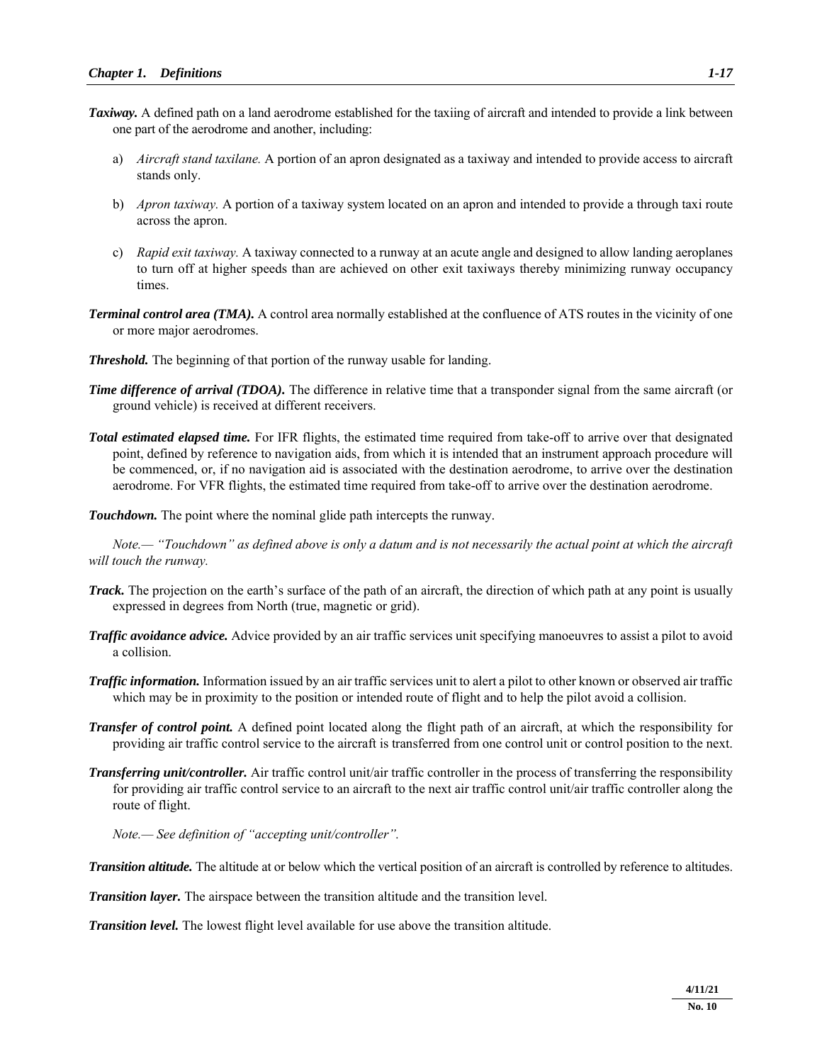***Taxiway.*** A defined path on a land aerodrome established for the taxiing of aircraft and intended to provide a link between one part of the aerodrome and another, including:

a) *Aircraft stand taxilane.* A portion of an apron designated as a taxiway and intended to provide access to aircraft stands only.

b) *Apron taxiway.* A portion of a taxiway system located on an apron and intended to provide a through taxi route across the apron.

c) *Rapid exit taxiway.* A taxiway connected to a runway at an acute angle and designed to allow landing aeroplanes to turn off at higher speeds than are achieved on other exit taxiways thereby minimizing runway occupancy times.

***Terminal control area (TMA).*** A control area normally established at the confluence of ATS routes in the vicinity of one or more major aerodromes.

***Threshold.*** The beginning of that portion of the runway usable for landing.

***Time difference of arrival (TDOA).*** The difference in relative time that a transponder signal from the same aircraft (or ground vehicle) is received at different receivers.

***Total estimated elapsed time.*** For IFR flights, the estimated time required from take-off to arrive over that designated point, defined by reference to navigation aids, from which it is intended that an instrument approach procedure will be commenced, or, if no navigation aid is associated with the destination aerodrome, to arrive over the destination aerodrome. For VFR flights, the estimated time required from take-off to arrive over the destination aerodrome.

***Touchdown.*** The point where the nominal glide path intercepts the runway.

*Note.— "Touchdown" as defined above is only a datum and is not necessarily the actual point at which the aircraft will touch the runway.*

***Track.*** The projection on the earth's surface of the path of an aircraft, the direction of which path at any point is usually expressed in degrees from North (true, magnetic or grid).

***Traffic avoidance advice.*** Advice provided by an air traffic services unit specifying manoeuvres to assist a pilot to avoid a collision.

***Traffic information.*** Information issued by an air traffic services unit to alert a pilot to other known or observed air traffic which may be in proximity to the position or intended route of flight and to help the pilot avoid a collision.

***Transfer of control point.*** A defined point located along the flight path of an aircraft, at which the responsibility for providing air traffic control service to the aircraft is transferred from one control unit or control position to the next.

***Transferring unit/controller.*** Air traffic control unit/air traffic controller in the process of transferring the responsibility for providing air traffic control service to an aircraft to the next air traffic control unit/air traffic controller along the route of flight.

*Note.— See definition of "accepting unit/controller".*

***Transition altitude.*** The altitude at or below which the vertical position of an aircraft is controlled by reference to altitudes.

***Transition layer.*** The airspace between the transition altitude and the transition level.

***Transition level.*** The lowest flight level available for use above the transition altitude.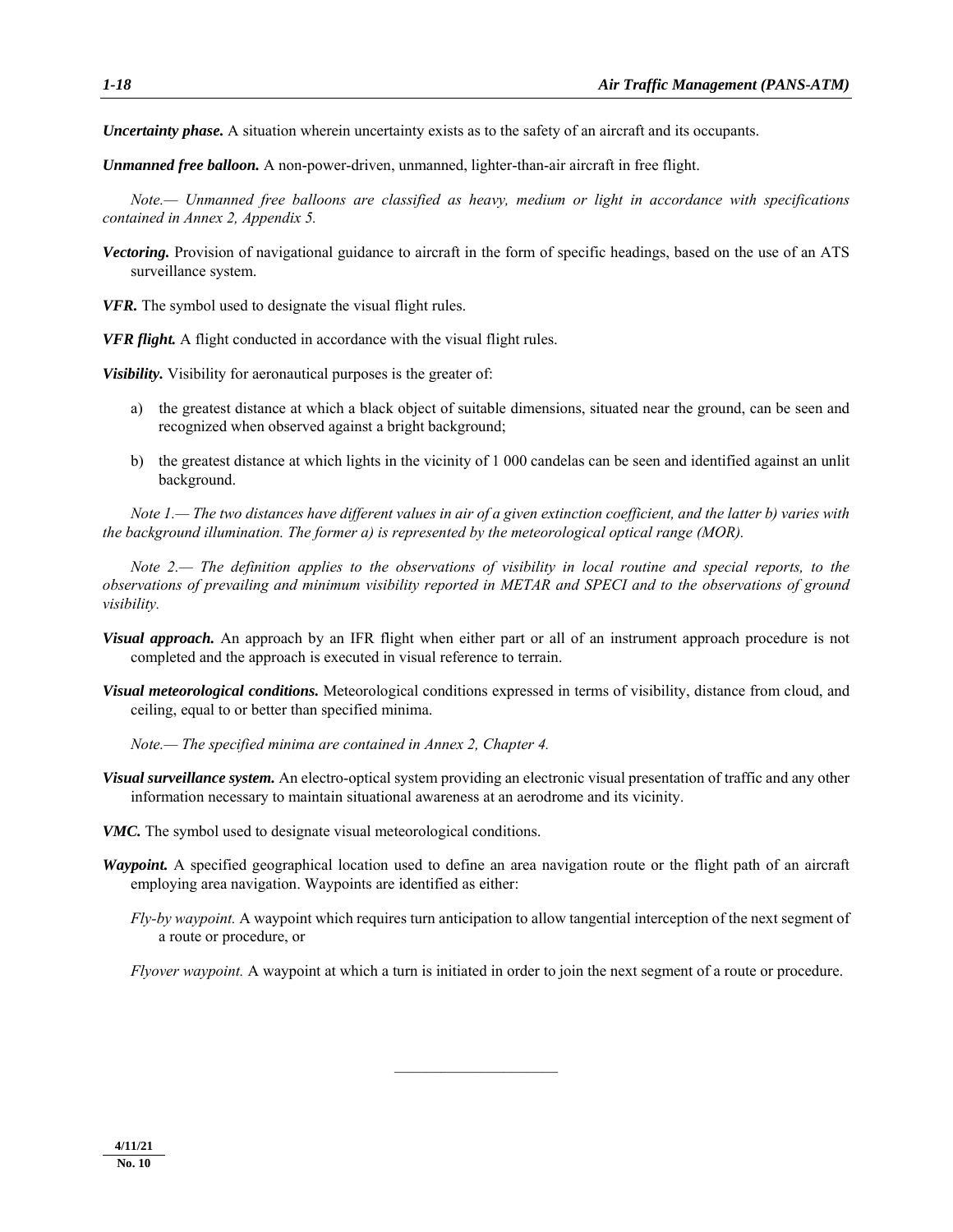***Uncertainty phase.*** A situation wherein uncertainty exists as to the safety of an aircraft and its occupants.

***Unmanned free balloon.*** A non-power-driven, unmanned, lighter-than-air aircraft in free flight.

*Note.— Unmanned free balloons are classified as heavy, medium or light in accordance with specifications contained in Annex 2, Appendix 5.*

***Vectoring.*** Provision of navigational guidance to aircraft in the form of specific headings, based on the use of an ATS surveillance system.

***VFR.*** The symbol used to designate the visual flight rules.

***VFR flight.*** A flight conducted in accordance with the visual flight rules.

***Visibility.*** Visibility for aeronautical purposes is the greater of:

a) the greatest distance at which a black object of suitable dimensions, situated near the ground, can be seen and recognized when observed against a bright background;

b) the greatest distance at which lights in the vicinity of 1 000 candelas can be seen and identified against an unlit background.

*Note 1.— The two distances have different values in air of a given extinction coefficient, and the latter b) varies with the background illumination. The former a) is represented by the meteorological optical range (MOR).*

*Note 2.— The definition applies to the observations of visibility in local routine and special reports, to the observations of prevailing and minimum visibility reported in METAR and SPECI and to the observations of ground visibility.*

***Visual approach.*** An approach by an IFR flight when either part or all of an instrument approach procedure is not completed and the approach is executed in visual reference to terrain.

***Visual meteorological conditions.*** Meteorological conditions expressed in terms of visibility, distance from cloud, and ceiling, equal to or better than specified minima.

*Note.— The specified minima are contained in Annex 2, Chapter 4.*

***Visual surveillance system.*** An electro-optical system providing an electronic visual presentation of traffic and any other information necessary to maintain situational awareness at an aerodrome and its vicinity.

***VMC.*** The symbol used to designate visual meteorological conditions.

***Waypoint.*** A specified geographical location used to define an area navigation route or the flight path of an aircraft employing area navigation. Waypoints are identified as either:

*Fly-by waypoint.* A waypoint which requires turn anticipation to allow tangential interception of the next segment of a route or procedure, or

*Flyover waypoint.* A waypoint at which a turn is initiated in order to join the next segment of a route or procedure.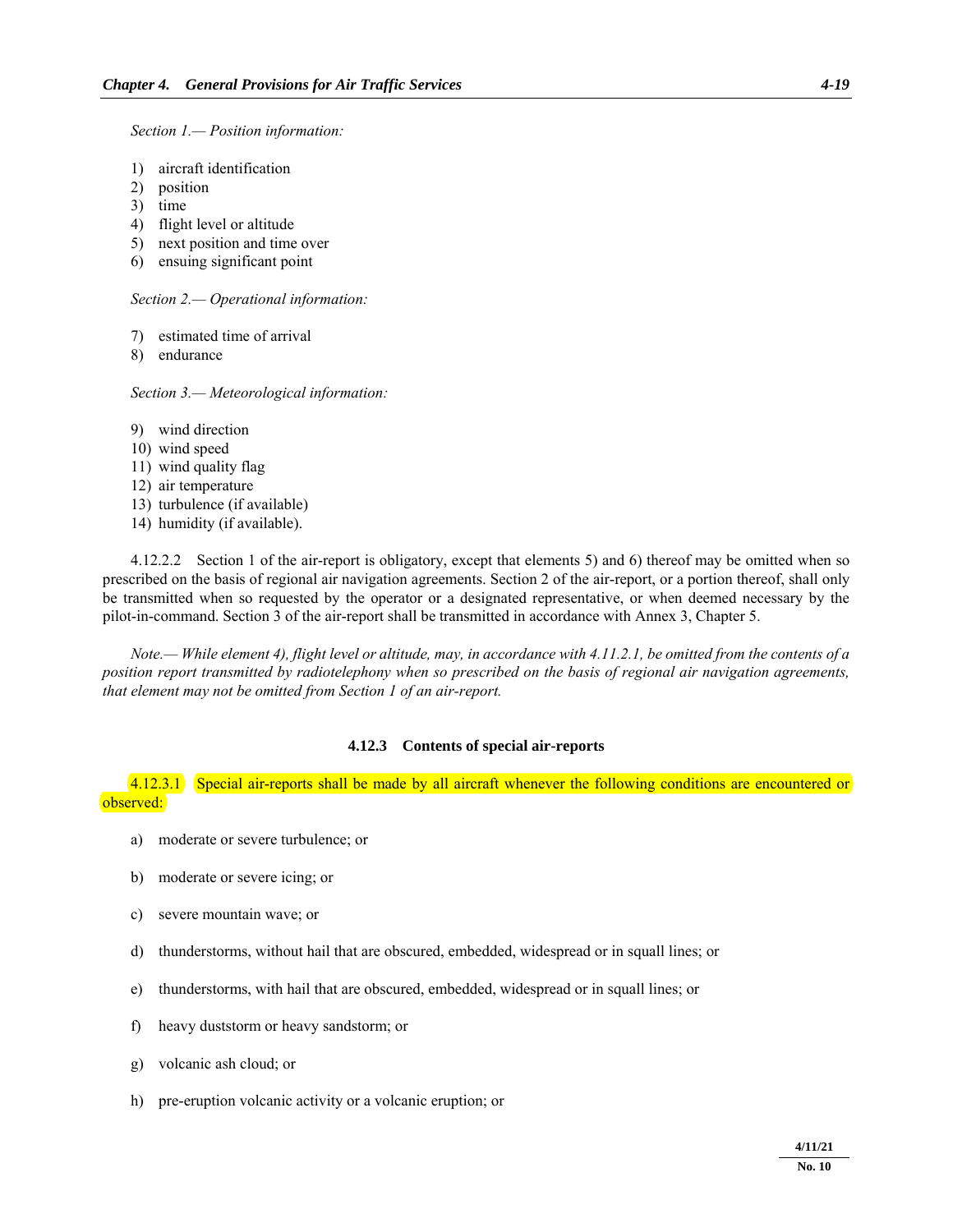*Section 1.— Position information:*

1) aircraft identification
2) position
3) time
4) flight level or altitude
5) next position and time over
6) ensuing significant point

*Section 2.— Operational information:*

7) estimated time of arrival
8) endurance

*Section 3.— Meteorological information:*

9) wind direction
10) wind speed
11) wind quality flag
12) air temperature
13) turbulence (if available)
14) humidity (if available).

4.12.2.2 Section 1 of the air-report is obligatory, except that elements 5) and 6) thereof may be omitted when so prescribed on the basis of regional air navigation agreements. Section 2 of the air-report, or a portion thereof, shall only be transmitted when so requested by the operator or a designated representative, or when deemed necessary by the pilot-in-command. Section 3 of the air-report shall be transmitted in accordance with Annex 3, Chapter 5.

*Note.— While element 4), flight level or altitude, may, in accordance with 4.11.2.1, be omitted from the contents of a position report transmitted by radiotelephony when so prescribed on the basis of regional air navigation agreements, that element may not be omitted from Section 1 of an air-report.*

### 4.12.3 Contents of special air-reports

4.12.3.1 Special air-reports shall be made by all aircraft whenever the following conditions are encountered or observed:

a) moderate or severe turbulence; or

b) moderate or severe icing; or

c) severe mountain wave; or

d) thunderstorms, without hail that are obscured, embedded, widespread or in squall lines; or

e) thunderstorms, with hail that are obscured, embedded, widespread or in squall lines; or

f) heavy duststorm or heavy sandstorm; or

g) volcanic ash cloud; or

h) pre-eruption volcanic activity or a volcanic eruption; or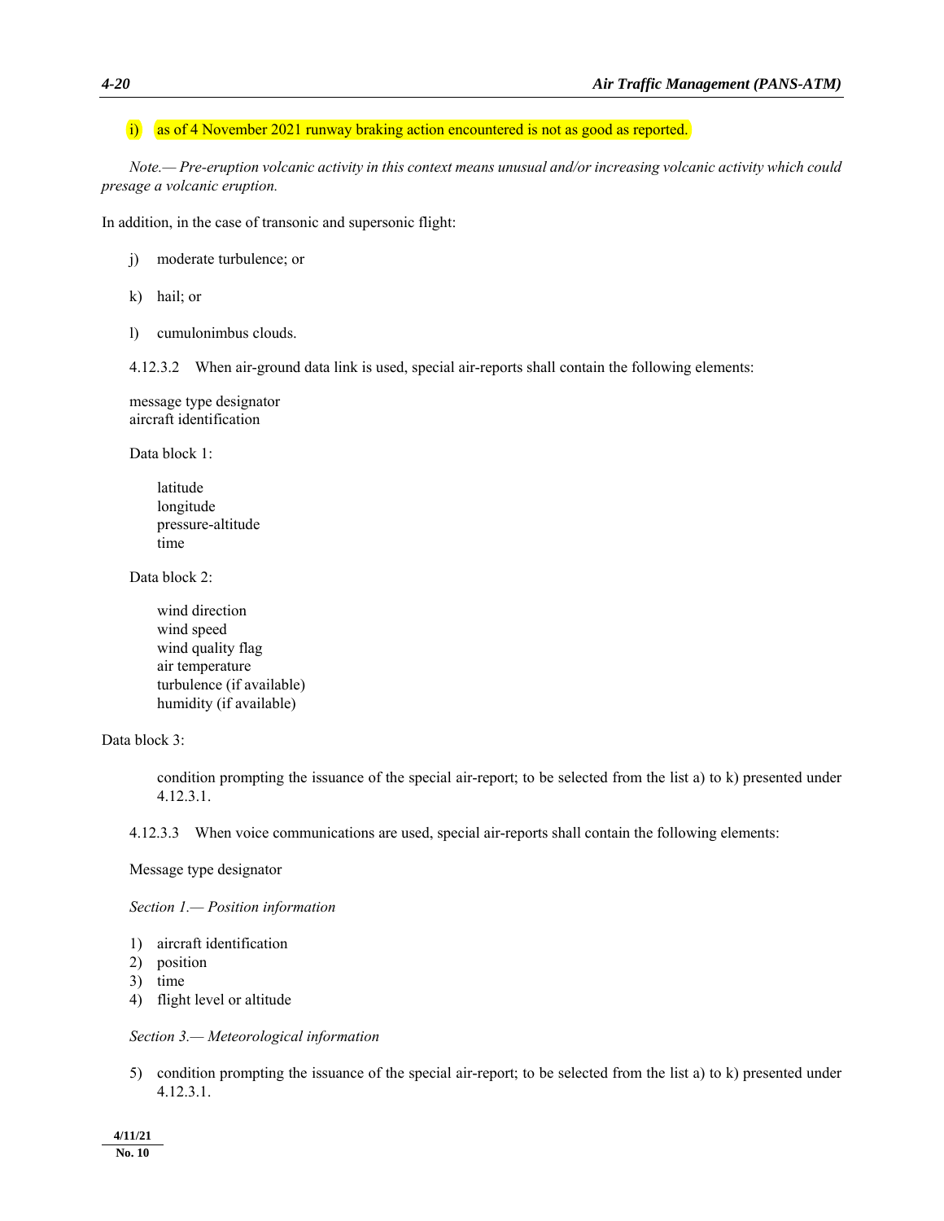i) as of 4 November 2021 runway braking action encountered is not as good as reported.

*Note.— Pre-eruption volcanic activity in this context means unusual and/or increasing volcanic activity which could presage a volcanic eruption.*

In addition, in the case of transonic and supersonic flight:

j) moderate turbulence; or

k) hail; or

l) cumulonimbus clouds.

4.12.3.2 When air-ground data link is used, special air-reports shall contain the following elements:

message type designator
aircraft identification

Data block 1:

latitude
longitude
pressure-altitude
time

Data block 2:

wind direction
wind speed
wind quality flag
air temperature
turbulence (if available)
humidity (if available)

Data block 3:

condition prompting the issuance of the special air-report; to be selected from the list a) to k) presented under 4.12.3.1.

4.12.3.3 When voice communications are used, special air-reports shall contain the following elements:

Message type designator

*Section 1.— Position information*

1) aircraft identification
2) position
3) time
4) flight level or altitude

*Section 3.— Meteorological information*

5) condition prompting the issuance of the special air-report; to be selected from the list a) to k) presented under 4.12.3.1.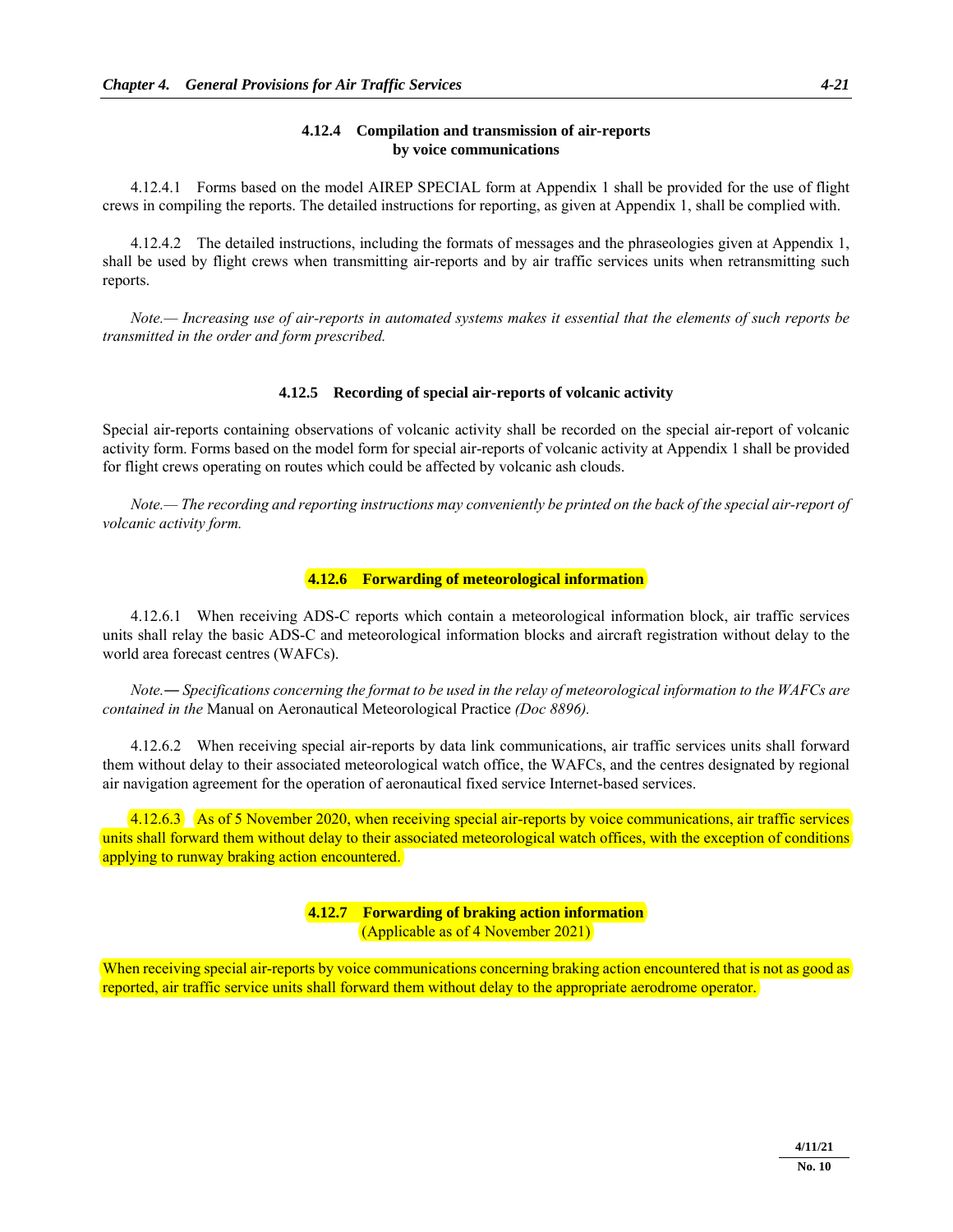### 4.12.4 Compilation and transmission of air-reports by voice communications

4.12.4.1 Forms based on the model AIREP SPECIAL form at Appendix 1 shall be provided for the use of flight crews in compiling the reports. The detailed instructions for reporting, as given at Appendix 1, shall be complied with.

4.12.4.2 The detailed instructions, including the formats of messages and the phraseologies given at Appendix 1, shall be used by flight crews when transmitting air-reports and by air traffic services units when retransmitting such reports.

*Note.— Increasing use of air-reports in automated systems makes it essential that the elements of such reports be transmitted in the order and form prescribed.*

### 4.12.5 Recording of special air-reports of volcanic activity

Special air-reports containing observations of volcanic activity shall be recorded on the special air-report of volcanic activity form. Forms based on the model form for special air-reports of volcanic activity at Appendix 1 shall be provided for flight crews operating on routes which could be affected by volcanic ash clouds.

*Note.— The recording and reporting instructions may conveniently be printed on the back of the special air-report of volcanic activity form.*

### 4.12.6 Forwarding of meteorological information

4.12.6.1 When receiving ADS-C reports which contain a meteorological information block, air traffic services units shall relay the basic ADS-C and meteorological information blocks and aircraft registration without delay to the world area forecast centres (WAFCs).

*Note.— Specifications concerning the format to be used in the relay of meteorological information to the WAFCs are contained in the* Manual on Aeronautical Meteorological Practice *(Doc 8896).*

4.12.6.2 When receiving special air-reports by data link communications, air traffic services units shall forward them without delay to their associated meteorological watch office, the WAFCs, and the centres designated by regional air navigation agreement for the operation of aeronautical fixed service Internet-based services.

4.12.6.3 As of 5 November 2020, when receiving special air-reports by voice communications, air traffic services units shall forward them without delay to their associated meteorological watch offices, with the exception of conditions applying to runway braking action encountered.

### 4.12.7 Forwarding of braking action information
(Applicable as of 4 November 2021)

When receiving special air-reports by voice communications concerning braking action encountered that is not as good as reported, air traffic service units shall forward them without delay to the appropriate aerodrome operator.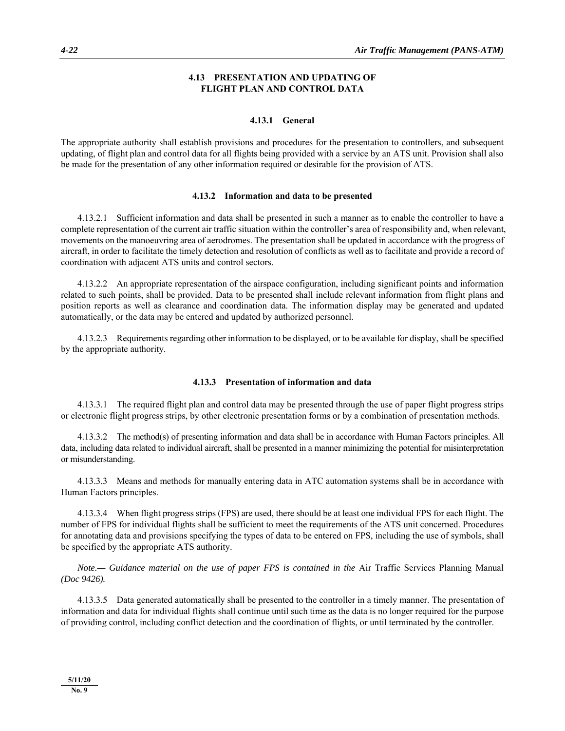## 4.13 PRESENTATION AND UPDATING OF FLIGHT PLAN AND CONTROL DATA

### 4.13.1 General

The appropriate authority shall establish provisions and procedures for the presentation to controllers, and subsequent updating, of flight plan and control data for all flights being provided with a service by an ATS unit. Provision shall also be made for the presentation of any other information required or desirable for the provision of ATS.

### 4.13.2 Information and data to be presented

4.13.2.1 Sufficient information and data shall be presented in such a manner as to enable the controller to have a complete representation of the current air traffic situation within the controller's area of responsibility and, when relevant, movements on the manoeuvring area of aerodromes. The presentation shall be updated in accordance with the progress of aircraft, in order to facilitate the timely detection and resolution of conflicts as well as to facilitate and provide a record of coordination with adjacent ATS units and control sectors.

4.13.2.2 An appropriate representation of the airspace configuration, including significant points and information related to such points, shall be provided. Data to be presented shall include relevant information from flight plans and position reports as well as clearance and coordination data. The information display may be generated and updated automatically, or the data may be entered and updated by authorized personnel.

4.13.2.3 Requirements regarding other information to be displayed, or to be available for display, shall be specified by the appropriate authority.

### 4.13.3 Presentation of information and data

4.13.3.1 The required flight plan and control data may be presented through the use of paper flight progress strips or electronic flight progress strips, by other electronic presentation forms or by a combination of presentation methods.

4.13.3.2 The method(s) of presenting information and data shall be in accordance with Human Factors principles. All data, including data related to individual aircraft, shall be presented in a manner minimizing the potential for misinterpretation or misunderstanding.

4.13.3.3 Means and methods for manually entering data in ATC automation systems shall be in accordance with Human Factors principles.

4.13.3.4 When flight progress strips (FPS) are used, there should be at least one individual FPS for each flight. The number of FPS for individual flights shall be sufficient to meet the requirements of the ATS unit concerned. Procedures for annotating data and provisions specifying the types of data to be entered on FPS, including the use of symbols, shall be specified by the appropriate ATS authority.

*Note.— Guidance material on the use of paper FPS is contained in the* Air Traffic Services Planning Manual *(Doc 9426).*

4.13.3.5 Data generated automatically shall be presented to the controller in a timely manner. The presentation of information and data for individual flights shall continue until such time as the data is no longer required for the purpose of providing control, including conflict detection and the coordination of flights, or until terminated by the controller.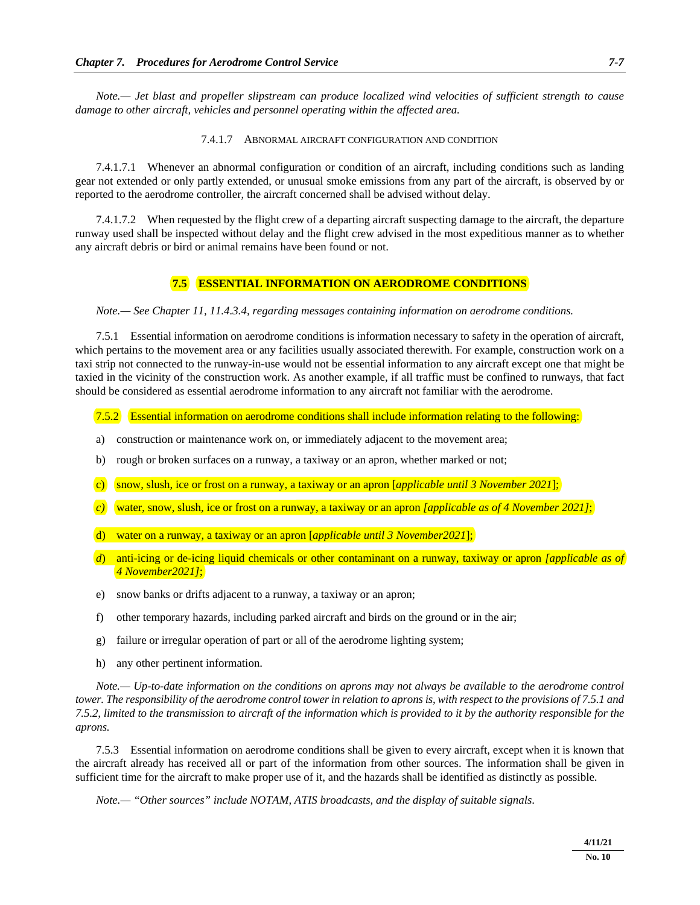*Note.— Jet blast and propeller slipstream can produce localized wind velocities of sufficient strength to cause damage to other aircraft, vehicles and personnel operating within the affected area.*

#### 7.4.1.7 ABNORMAL AIRCRAFT CONFIGURATION AND CONDITION

7.4.1.7.1 Whenever an abnormal configuration or condition of an aircraft, including conditions such as landing gear not extended or only partly extended, or unusual smoke emissions from any part of the aircraft, is observed by or reported to the aerodrome controller, the aircraft concerned shall be advised without delay.

7.4.1.7.2 When requested by the flight crew of a departing aircraft suspecting damage to the aircraft, the departure runway used shall be inspected without delay and the flight crew advised in the most expeditious manner as to whether any aircraft debris or bird or animal remains have been found or not.

## 7.5 ESSENTIAL INFORMATION ON AERODROME CONDITIONS

*Note.— See Chapter 11, 11.4.3.4, regarding messages containing information on aerodrome conditions.*

7.5.1 Essential information on aerodrome conditions is information necessary to safety in the operation of aircraft, which pertains to the movement area or any facilities usually associated therewith. For example, construction work on a taxi strip not connected to the runway-in-use would not be essential information to any aircraft except one that might be taxied in the vicinity of the construction work. As another example, if all traffic must be confined to runways, that fact should be considered as essential aerodrome information to any aircraft not familiar with the aerodrome.

7.5.2 Essential information on aerodrome conditions shall include information relating to the following:

a) construction or maintenance work on, or immediately adjacent to the movement area;

b) rough or broken surfaces on a runway, a taxiway or an apron, whether marked or not;

c) snow, slush, ice or frost on a runway, a taxiway or an apron [*applicable until 3 November 2021*];

*c)* water, snow, slush, ice or frost on a runway, a taxiway or an apron *[applicable as of 4 November 2021]*;

d) water on a runway, a taxiway or an apron [*applicable until 3 November2021*];

*d*) anti-icing or de-icing liquid chemicals or other contaminant on a runway, taxiway or apron *[applicable as of 4 November2021]*;

e) snow banks or drifts adjacent to a runway, a taxiway or an apron;

f) other temporary hazards, including parked aircraft and birds on the ground or in the air;

g) failure or irregular operation of part or all of the aerodrome lighting system;

h) any other pertinent information.

*Note.— Up-to-date information on the conditions on aprons may not always be available to the aerodrome control tower. The responsibility of the aerodrome control tower in relation to aprons is, with respect to the provisions of 7.5.1 and 7.5.2, limited to the transmission to aircraft of the information which is provided to it by the authority responsible for the aprons.*

7.5.3 Essential information on aerodrome conditions shall be given to every aircraft, except when it is known that the aircraft already has received all or part of the information from other sources. The information shall be given in sufficient time for the aircraft to make proper use of it, and the hazards shall be identified as distinctly as possible.

*Note.— "Other sources" include NOTAM, ATIS broadcasts, and the display of suitable signals.*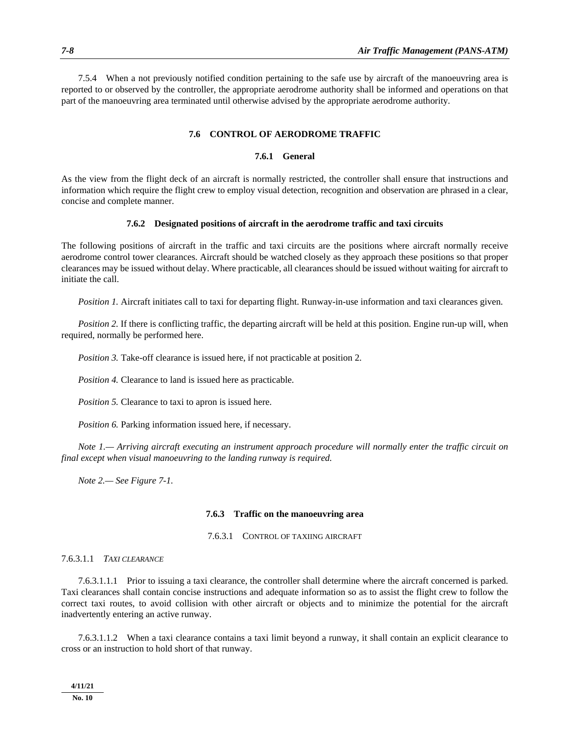7.5.4 When a not previously notified condition pertaining to the safe use by aircraft of the manoeuvring area is reported to or observed by the controller, the appropriate aerodrome authority shall be informed and operations on that part of the manoeuvring area terminated until otherwise advised by the appropriate aerodrome authority.

## 7.6 CONTROL OF AERODROME TRAFFIC

### 7.6.1 General

As the view from the flight deck of an aircraft is normally restricted, the controller shall ensure that instructions and information which require the flight crew to employ visual detection, recognition and observation are phrased in a clear, concise and complete manner.

### 7.6.2 Designated positions of aircraft in the aerodrome traffic and taxi circuits

The following positions of aircraft in the traffic and taxi circuits are the positions where aircraft normally receive aerodrome control tower clearances. Aircraft should be watched closely as they approach these positions so that proper clearances may be issued without delay. Where practicable, all clearances should be issued without waiting for aircraft to initiate the call.

*Position 1.* Aircraft initiates call to taxi for departing flight. Runway-in-use information and taxi clearances given.

*Position 2.* If there is conflicting traffic, the departing aircraft will be held at this position. Engine run-up will, when required, normally be performed here.

*Position 3.* Take-off clearance is issued here, if not practicable at position 2.

*Position 4.* Clearance to land is issued here as practicable.

*Position 5.* Clearance to taxi to apron is issued here.

*Position 6.* Parking information issued here, if necessary.

*Note 1.— Arriving aircraft executing an instrument approach procedure will normally enter the traffic circuit on final except when visual manoeuvring to the landing runway is required.*

*Note 2.— See Figure 7-1.*

### 7.6.3 Traffic on the manoeuvring area

#### 7.6.3.1 CONTROL OF TAXIING AIRCRAFT

7.6.3.1.1 *TAXI CLEARANCE*

7.6.3.1.1.1 Prior to issuing a taxi clearance, the controller shall determine where the aircraft concerned is parked. Taxi clearances shall contain concise instructions and adequate information so as to assist the flight crew to follow the correct taxi routes, to avoid collision with other aircraft or objects and to minimize the potential for the aircraft inadvertently entering an active runway.

7.6.3.1.1.2 When a taxi clearance contains a taxi limit beyond a runway, it shall contain an explicit clearance to cross or an instruction to hold short of that runway.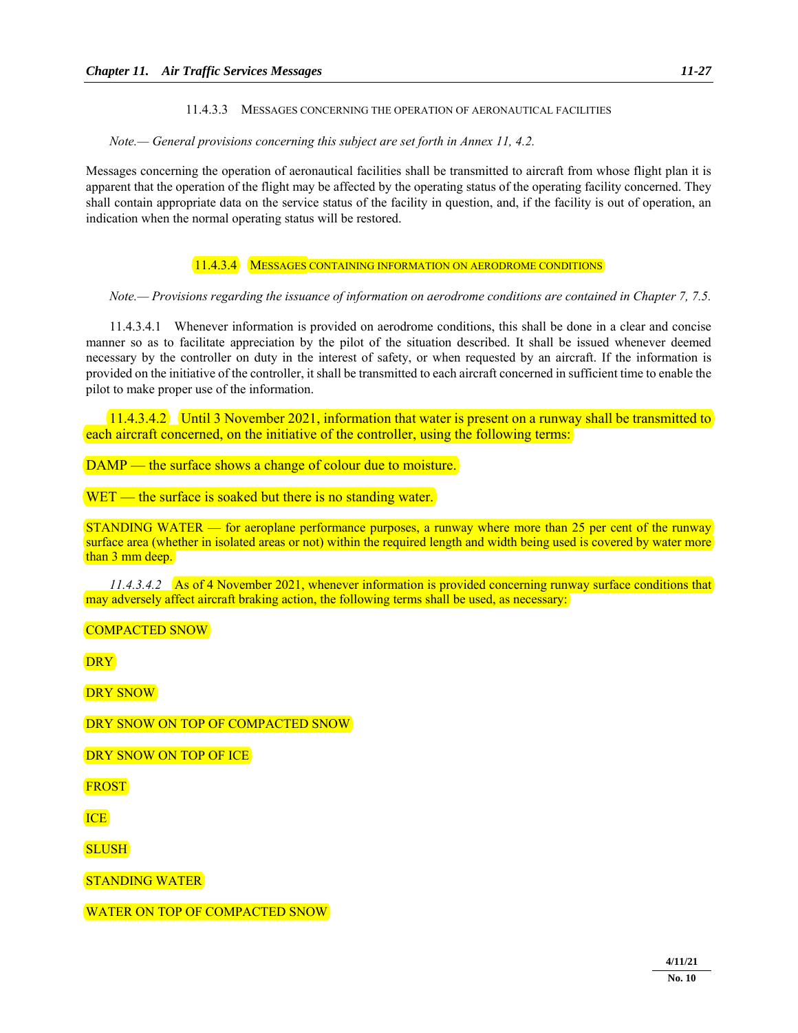#### 11.4.3.3 Messages concerning the operation of aeronautical facilities

*Note.— General provisions concerning this subject are set forth in Annex 11, 4.2.*

Messages concerning the operation of aeronautical facilities shall be transmitted to aircraft from whose flight plan it is apparent that the operation of the flight may be affected by the operating status of the operating facility concerned. They shall contain appropriate data on the service status of the facility in question, and, if the facility is out of operation, an indication when the normal operating status will be restored.

#### 11.4.3.4 Messages containing information on aerodrome conditions

*Note.— Provisions regarding the issuance of information on aerodrome conditions are contained in Chapter 7, 7.5.*

11.4.3.4.1 Whenever information is provided on aerodrome conditions, this shall be done in a clear and concise manner so as to facilitate appreciation by the pilot of the situation described. It shall be issued whenever deemed necessary by the controller on duty in the interest of safety, or when requested by an aircraft. If the information is provided on the initiative of the controller, it shall be transmitted to each aircraft concerned in sufficient time to enable the pilot to make proper use of the information.

11.4.3.4.2 Until 3 November 2021, information that water is present on a runway shall be transmitted to each aircraft concerned, on the initiative of the controller, using the following terms:

DAMP — the surface shows a change of colour due to moisture.

WET — the surface is soaked but there is no standing water.

STANDING WATER — for aeroplane performance purposes, a runway where more than 25 per cent of the runway surface area (whether in isolated areas or not) within the required length and width being used is covered by water more than 3 mm deep.

*11.4.3.4.2* As of 4 November 2021, whenever information is provided concerning runway surface conditions that may adversely affect aircraft braking action, the following terms shall be used, as necessary:

COMPACTED SNOW

DRY

DRY SNOW

DRY SNOW ON TOP OF COMPACTED SNOW

DRY SNOW ON TOP OF ICE

FROST

ICE

SLUSH

STANDING WATER

WATER ON TOP OF COMPACTED SNOW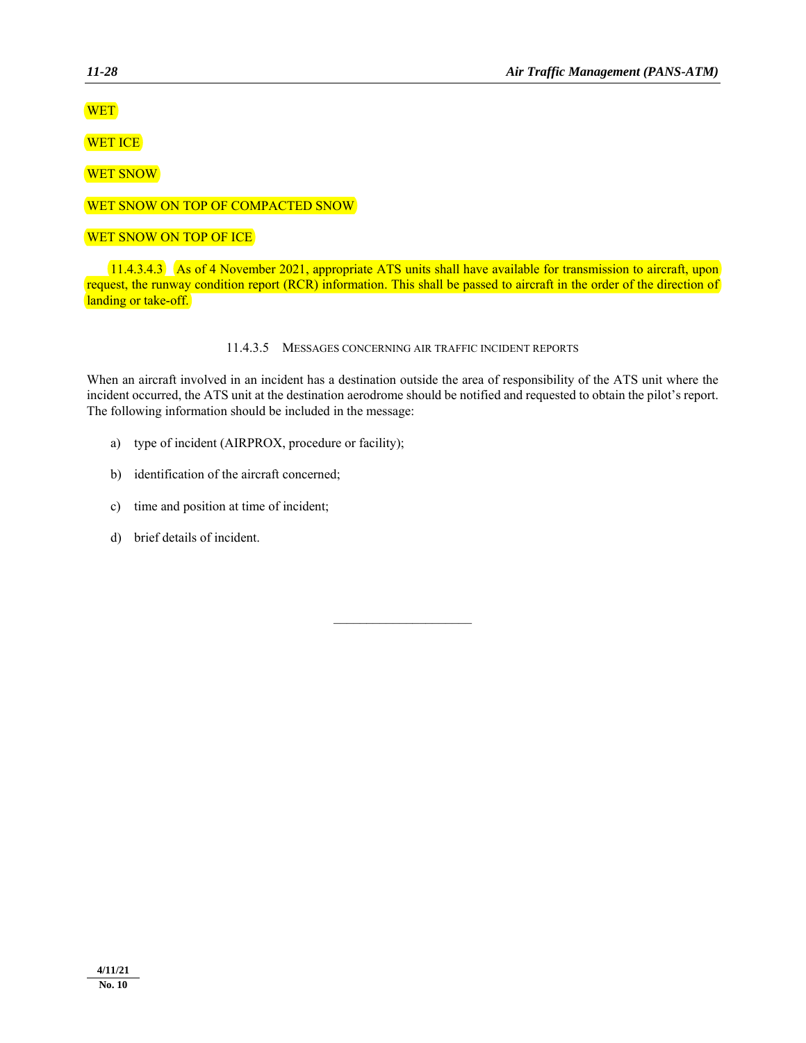WET

WET ICE

WET SNOW

WET SNOW ON TOP OF COMPACTED SNOW

WET SNOW ON TOP OF ICE

11.4.3.4.3 As of 4 November 2021, appropriate ATS units shall have available for transmission to aircraft, upon request, the runway condition report (RCR) information. This shall be passed to aircraft in the order of the direction of landing or take-off.

#### 11.4.3.5 MESSAGES CONCERNING AIR TRAFFIC INCIDENT REPORTS

When an aircraft involved in an incident has a destination outside the area of responsibility of the ATS unit where the incident occurred, the ATS unit at the destination aerodrome should be notified and requested to obtain the pilot's report. The following information should be included in the message:

a) type of incident (AIRPROX, procedure or facility);

b) identification of the aircraft concerned;

c) time and position at time of incident;

d) brief details of incident.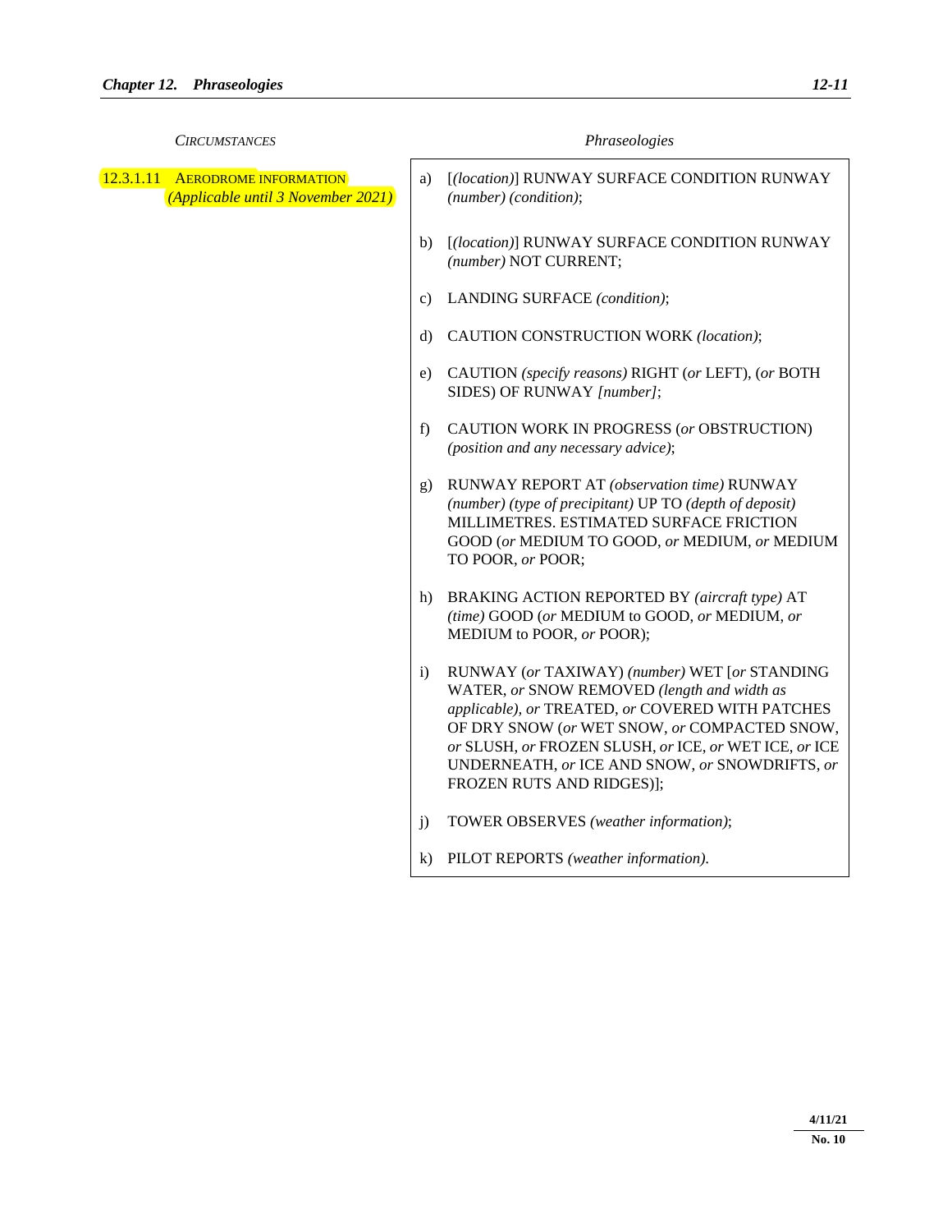| *CIRCUMSTANCES* | *Phraseologies* |
|---|---|
| 12.3.1.11 AERODROME INFORMATION *(Applicable until 3 November 2021)* | a) [*(location)*] RUNWAY SURFACE CONDITION RUNWAY *(number) (condition)*; |
| | b) [*(location)*] RUNWAY SURFACE CONDITION RUNWAY *(number)* NOT CURRENT; |
| | c) LANDING SURFACE *(condition)*; |
| | d) CAUTION CONSTRUCTION WORK *(location)*; |
| | e) CAUTION *(specify reasons)* RIGHT (*or* LEFT), (*or* BOTH SIDES) OF RUNWAY *[number]*; |
| | f) CAUTION WORK IN PROGRESS (*or* OBSTRUCTION) *(position and any necessary advice)*; |
| | g) RUNWAY REPORT AT *(observation time)* RUNWAY *(number) (type of precipitant)* UP TO *(depth of deposit)* MILLIMETRES. ESTIMATED SURFACE FRICTION GOOD (*or* MEDIUM TO GOOD, *or* MEDIUM, *or* MEDIUM TO POOR, *or* POOR; |
| | h) BRAKING ACTION REPORTED BY *(aircraft type)* AT *(time)* GOOD (*or* MEDIUM to GOOD, *or* MEDIUM, *or* MEDIUM to POOR, *or* POOR); |
| | i) RUNWAY (*or* TAXIWAY) *(number)* WET [*or* STANDING WATER, *or* SNOW REMOVED *(length and width as applicable)*, *or* TREATED, *or* COVERED WITH PATCHES OF DRY SNOW (*or* WET SNOW, *or* COMPACTED SNOW, *or* SLUSH, *or* FROZEN SLUSH, *or* ICE, *or* WET ICE, *or* ICE UNDERNEATH, *or* ICE AND SNOW, *or* SNOWDRIFTS, *or* FROZEN RUTS AND RIDGES)]; |
| | j) TOWER OBSERVES *(weather information)*; |
| | k) PILOT REPORTS *(weather information)*. |

4/11/21
No. 10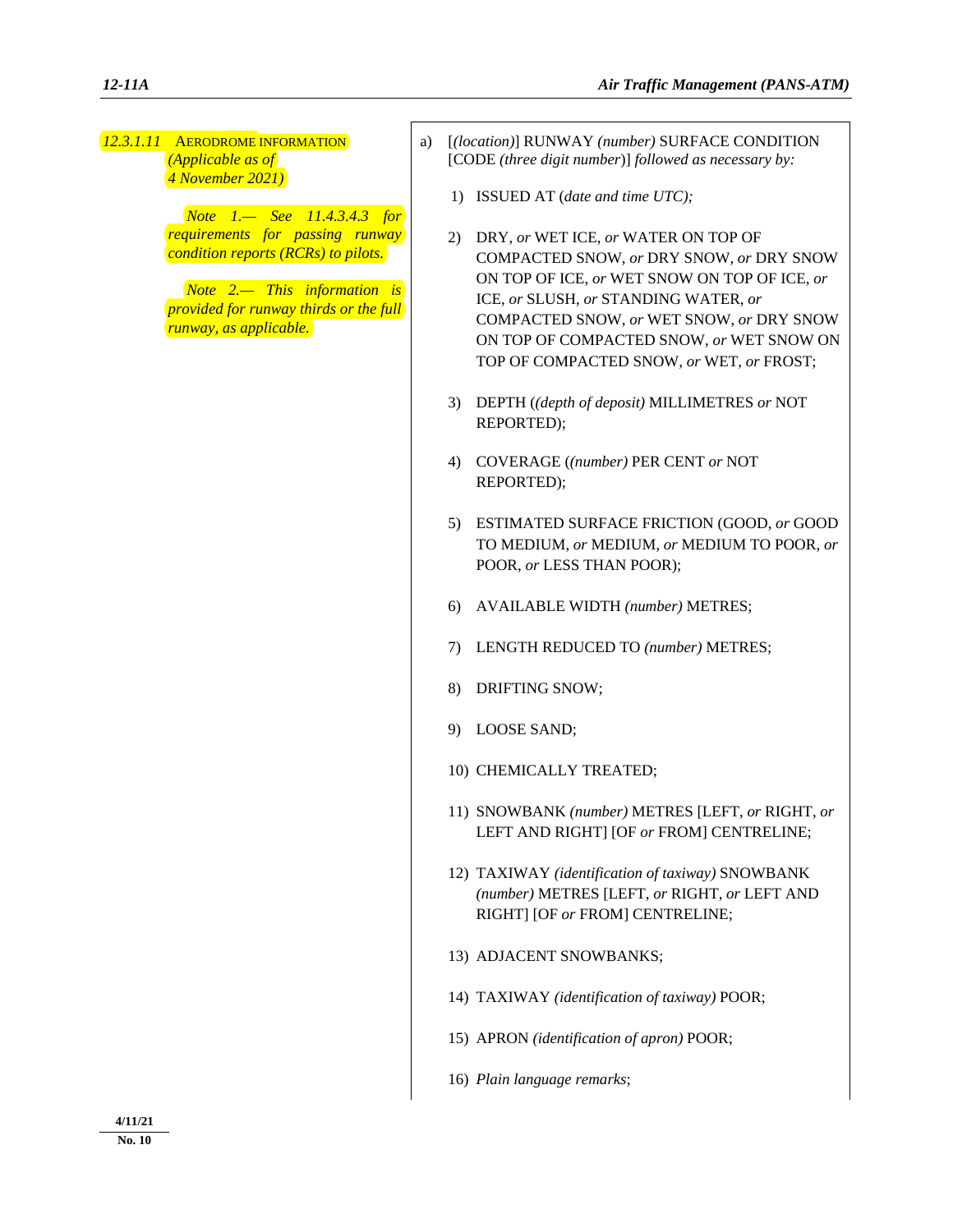**12.3.1.11 AERODROME INFORMATION**
*(Applicable as of 4 November 2021)*

*Note 1.— See 11.4.3.4.3 for requirements for passing runway condition reports (RCRs) to pilots.*

*Note 2.— This information is provided for runway thirds or the full runway, as applicable.*

a) [*(location)*] RUNWAY *(number)* SURFACE CONDITION [CODE *(three digit number)*] *followed as necessary by:*

1) ISSUED AT (*date and time UTC);*

2) DRY, *or* WET ICE, *or* WATER ON TOP OF COMPACTED SNOW, *or* DRY SNOW, *or* DRY SNOW ON TOP OF ICE, *or* WET SNOW ON TOP OF ICE, *or* ICE, *or* SLUSH, *or* STANDING WATER, *or* COMPACTED SNOW, *or* WET SNOW, *or* DRY SNOW ON TOP OF COMPACTED SNOW, *or* WET SNOW ON TOP OF COMPACTED SNOW, *or* WET, *or* FROST;

3) DEPTH (*(depth of deposit)* MILLIMETRES *or* NOT REPORTED);

4) COVERAGE (*(number)* PER CENT *or* NOT REPORTED);

5) ESTIMATED SURFACE FRICTION (GOOD, *or* GOOD TO MEDIUM, *or* MEDIUM, *or* MEDIUM TO POOR, *or* POOR, *or* LESS THAN POOR);

6) AVAILABLE WIDTH *(number)* METRES;

7) LENGTH REDUCED TO *(number)* METRES;

8) DRIFTING SNOW;

9) LOOSE SAND;

10) CHEMICALLY TREATED;

11) SNOWBANK *(number)* METRES [LEFT, *or* RIGHT, *or* LEFT AND RIGHT] [OF *or* FROM] CENTRELINE;

12) TAXIWAY *(identification of taxiway)* SNOWBANK *(number)* METRES [LEFT, *or* RIGHT, *or* LEFT AND RIGHT] [OF *or* FROM] CENTRELINE;

13) ADJACENT SNOWBANKS;

14) TAXIWAY *(identification of taxiway)* POOR;

15) APRON *(identification of apron)* POOR;

16) *Plain language remarks*;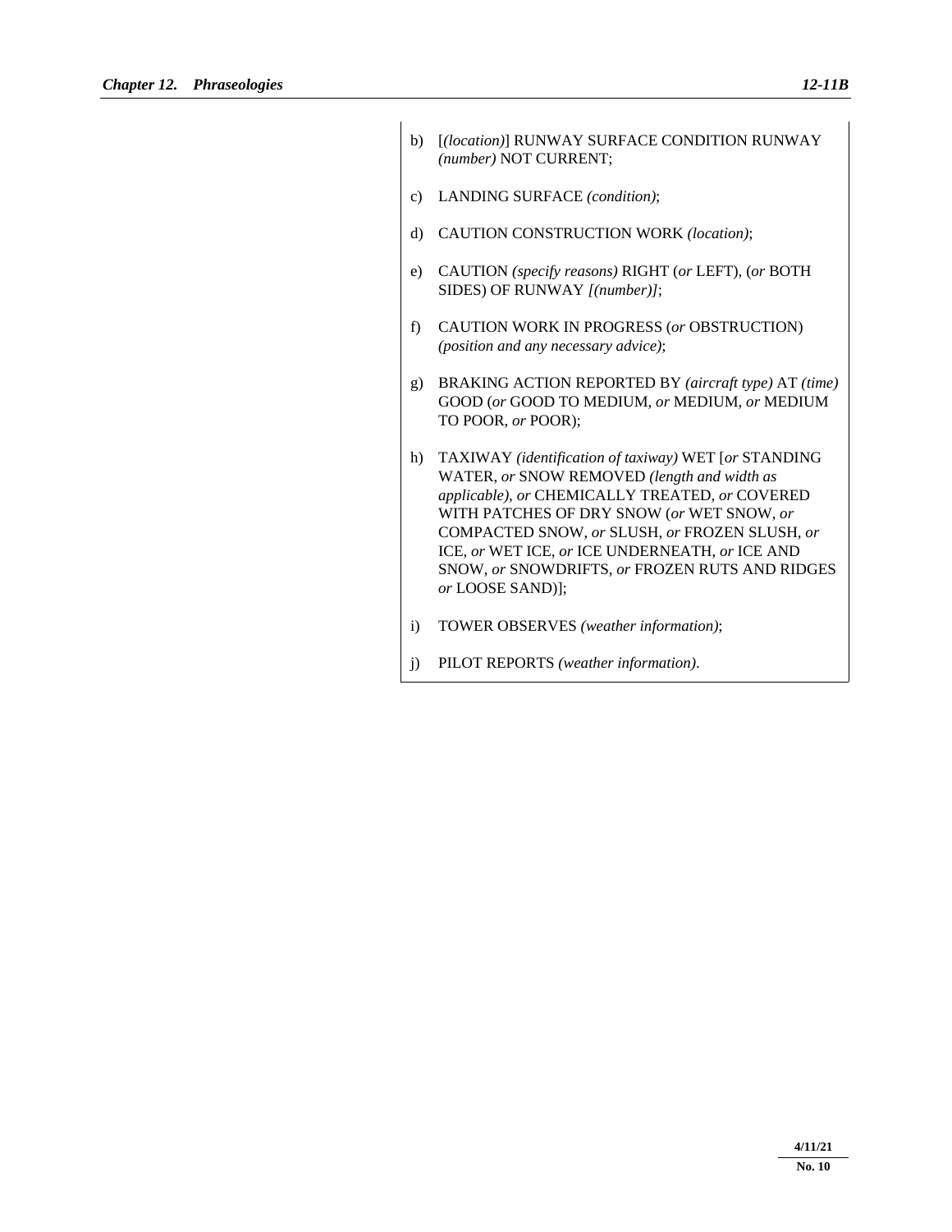b) [*(location)*] RUNWAY SURFACE CONDITION RUNWAY *(number)* NOT CURRENT;

c) LANDING SURFACE *(condition)*;

d) CAUTION CONSTRUCTION WORK *(location)*;

e) CAUTION *(specify reasons)* RIGHT (*or* LEFT), (*or* BOTH SIDES) OF RUNWAY *[(number)]*;

f) CAUTION WORK IN PROGRESS (*or* OBSTRUCTION) *(position and any necessary advice)*;

g) BRAKING ACTION REPORTED BY *(aircraft type)* AT *(time)* GOOD (*or* GOOD TO MEDIUM, *or* MEDIUM, *or* MEDIUM TO POOR, *or* POOR);

h) TAXIWAY *(identification of taxiway)* WET [*or* STANDING WATER, *or* SNOW REMOVED *(length and width as applicable)*, *or* CHEMICALLY TREATED, *or* COVERED WITH PATCHES OF DRY SNOW (*or* WET SNOW, *or* COMPACTED SNOW, *or* SLUSH, *or* FROZEN SLUSH, *or* ICE, *or* WET ICE, *or* ICE UNDERNEATH, *or* ICE AND SNOW, *or* SNOWDRIFTS, *or* FROZEN RUTS AND RIDGES *or* LOOSE SAND)];

i) TOWER OBSERVES *(weather information)*;

j) PILOT REPORTS *(weather information)*.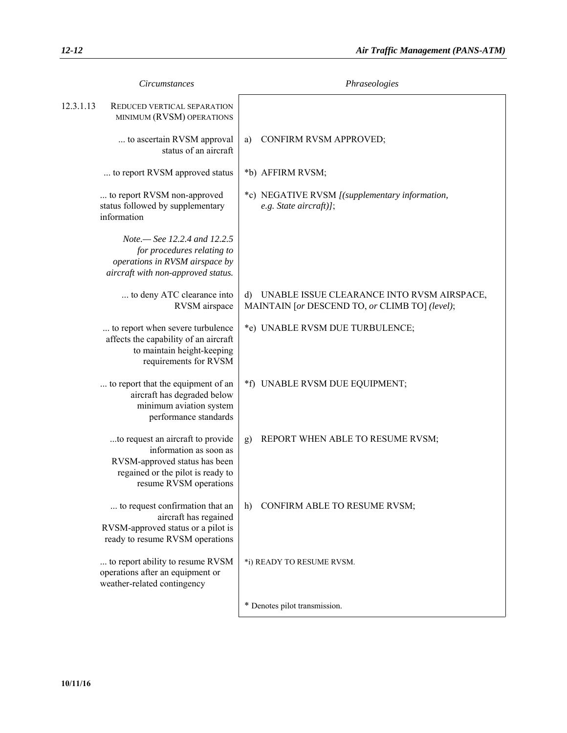| Circumstances | Phraseologies |
|---|---|
| 12.3.1.13 REDUCED VERTICAL SEPARATION MINIMUM (RVSM) OPERATIONS | |
| ... to ascertain RVSM approval status of an aircraft | a) CONFIRM RVSM APPROVED; |
| ... to report RVSM approved status | *b) AFFIRM RVSM; |
| ... to report RVSM non-approved status followed by supplementary information | *c) NEGATIVE RVSM *[(supplementary information, e.g. State aircraft)]*; |
| *Note.— See 12.2.4 and 12.2.5 for procedures relating to operations in RVSM airspace by aircraft with non-approved status.* | |
| ... to deny ATC clearance into RVSM airspace | d) UNABLE ISSUE CLEARANCE INTO RVSM AIRSPACE, MAINTAIN [*or* DESCEND TO, *or* CLIMB TO] *(level)*; |
| ... to report when severe turbulence affects the capability of an aircraft to maintain height-keeping requirements for RVSM | *e) UNABLE RVSM DUE TURBULENCE; |
| ... to report that the equipment of an aircraft has degraded below minimum aviation system performance standards | *f) UNABLE RVSM DUE EQUIPMENT; |
| ...to request an aircraft to provide information as soon as RVSM-approved status has been regained or the pilot is ready to resume RVSM operations | g) REPORT WHEN ABLE TO RESUME RVSM; |
| ... to request confirmation that an aircraft has regained RVSM-approved status or a pilot is ready to resume RVSM operations | h) CONFIRM ABLE TO RESUME RVSM; |
| ... to report ability to resume RVSM operations after an equipment or weather-related contingency | *i) READY TO RESUME RVSM. |
| | * Denotes pilot transmission. |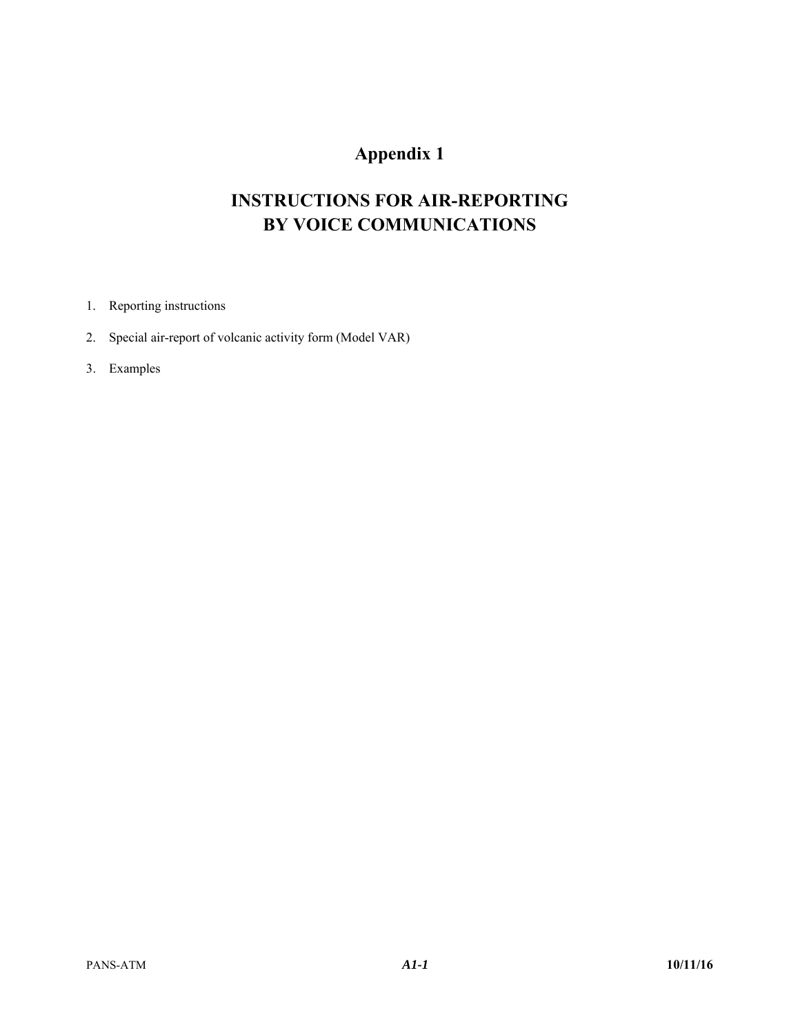# Appendix 1

## INSTRUCTIONS FOR AIR-REPORTING BY VOICE COMMUNICATIONS

1. Reporting instructions
2. Special air-report of volcanic activity form (Model VAR)
3. Examples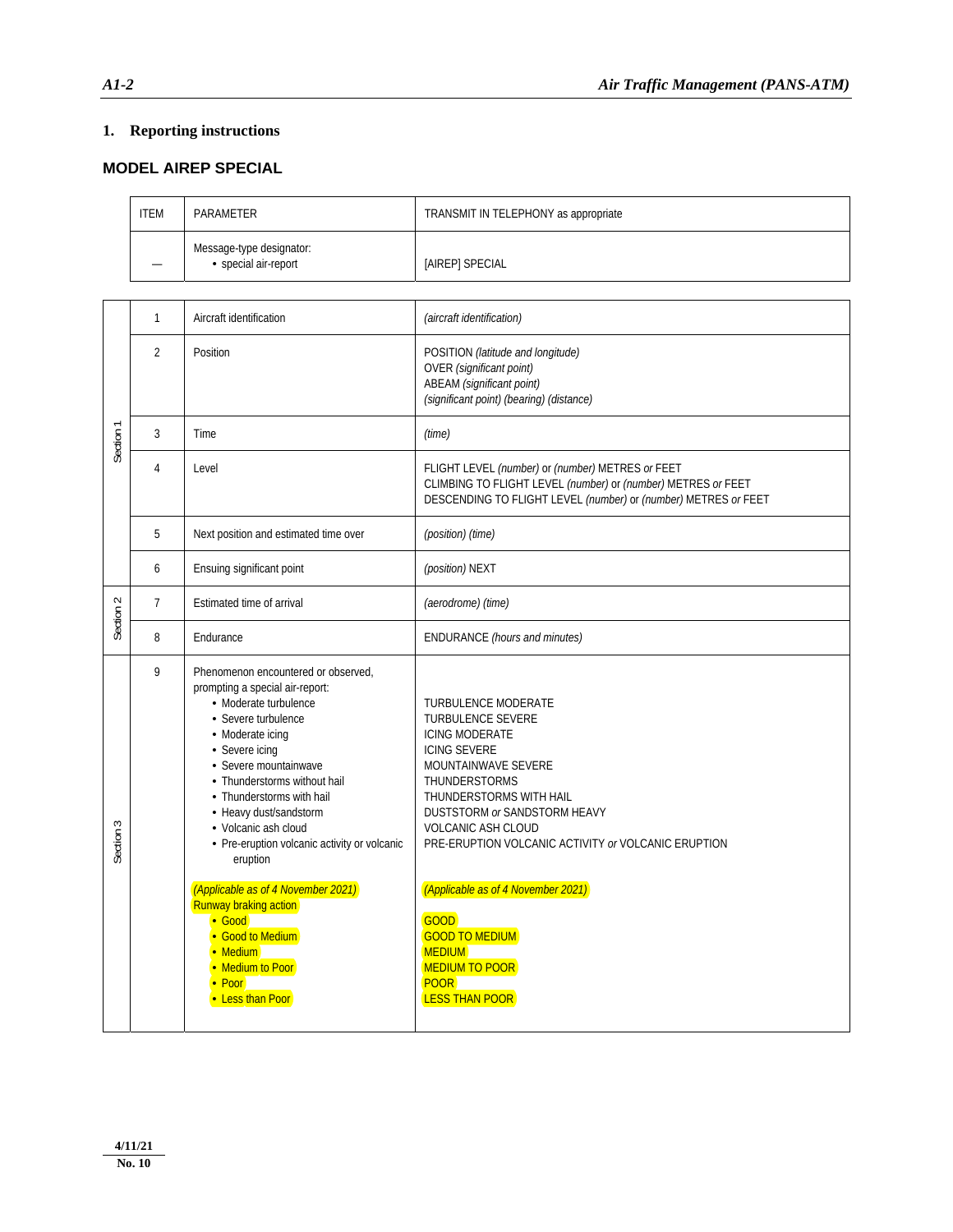## 1. Reporting instructions

### MODEL AIREP SPECIAL

| ITEM | PARAMETER | TRANSMIT IN TELEPHONY as appropriate |
|---|---|---|
| — | Message-type designator:<br>• special air-report | [AIREP] SPECIAL |

| | ITEM | PARAMETER | TRANSMIT IN TELEPHONY as appropriate |
|---|---|---|---|
| Section 1 | 1 | Aircraft identification | *(aircraft identification)* |
| | 2 | Position | POSITION *(latitude and longitude)*<br>OVER *(significant point)*<br>ABEAM *(significant point)*<br>*(significant point) (bearing) (distance)* |
| | 3 | Time | *(time)* |
| | 4 | Level | FLIGHT LEVEL *(number)* or *(number)* METRES *or* FEET<br>CLIMBING TO FLIGHT LEVEL *(number)* or *(number)* METRES *or* FEET<br>DESCENDING TO FLIGHT LEVEL *(number)* or *(number)* METRES *or* FEET |
| | 5 | Next position and estimated time over | *(position) (time)* |
| | 6 | Ensuing significant point | *(position)* NEXT |
| Section 2 | 7 | Estimated time of arrival | *(aerodrome) (time)* |
| | 8 | Endurance | ENDURANCE *(hours and minutes)* |
| Section 3 | 9 | Phenomenon encountered or observed, prompting a special air-report:<br>• Moderate turbulence<br>• Severe turbulence<br>• Moderate icing<br>• Severe icing<br>• Severe mountainwave<br>• Thunderstorms without hail<br>• Thunderstorms with hail<br>• Heavy dust/sandstorm<br>• Volcanic ash cloud<br>• Pre-eruption volcanic activity or volcanic eruption<br><br>*(Applicable as of 4 November 2021)*<br>Runway braking action<br>• Good<br>• Good to Medium<br>• Medium<br>• Medium to Poor<br>• Poor<br>• Less than Poor | TURBULENCE MODERATE<br>TURBULENCE SEVERE<br>ICING MODERATE<br>ICING SEVERE<br>MOUNTAINWAVE SEVERE<br>THUNDERSTORMS<br>THUNDERSTORMS WITH HAIL<br>DUSTSTORM *or* SANDSTORM HEAVY<br>VOLCANIC ASH CLOUD<br>PRE-ERUPTION VOLCANIC ACTIVITY *or* VOLCANIC ERUPTION<br><br>*(Applicable as of 4 November 2021)*<br>GOOD<br>GOOD TO MEDIUM<br>MEDIUM<br>MEDIUM TO POOR<br>POOR<br>LESS THAN POOR |

4/11/21
No. 10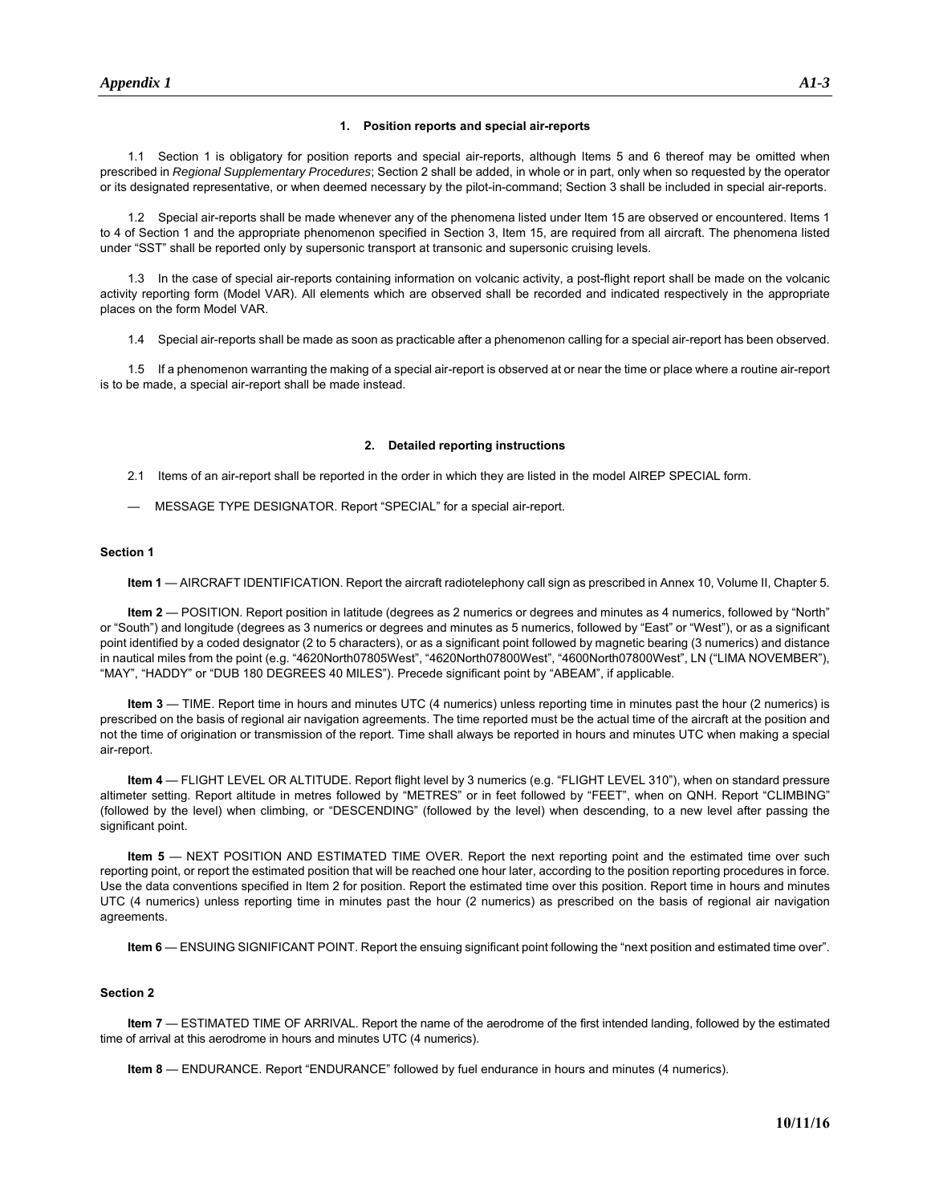## 1. Position reports and special air-reports

1.1 Section 1 is obligatory for position reports and special air-reports, although Items 5 and 6 thereof may be omitted when prescribed in *Regional Supplementary Procedures*; Section 2 shall be added, in whole or in part, only when so requested by the operator or its designated representative, or when deemed necessary by the pilot-in-command; Section 3 shall be included in special air-reports.

1.2 Special air-reports shall be made whenever any of the phenomena listed under Item 15 are observed or encountered. Items 1 to 4 of Section 1 and the appropriate phenomenon specified in Section 3, Item 15, are required from all aircraft. The phenomena listed under "SST" shall be reported only by supersonic transport at transonic and supersonic cruising levels.

1.3 In the case of special air-reports containing information on volcanic activity, a post-flight report shall be made on the volcanic activity reporting form (Model VAR). All elements which are observed shall be recorded and indicated respectively in the appropriate places on the form Model VAR.

1.4 Special air-reports shall be made as soon as practicable after a phenomenon calling for a special air-report has been observed.

1.5 If a phenomenon warranting the making of a special air-report is observed at or near the time or place where a routine air-report is to be made, a special air-report shall be made instead.

## 2. Detailed reporting instructions

2.1 Items of an air-report shall be reported in the order in which they are listed in the model AIREP SPECIAL form.

— MESSAGE TYPE DESIGNATOR. Report "SPECIAL" for a special air-report.

### Section 1

**Item 1** — AIRCRAFT IDENTIFICATION. Report the aircraft radiotelephony call sign as prescribed in Annex 10, Volume II, Chapter 5.

**Item 2** — POSITION. Report position in latitude (degrees as 2 numerics or degrees and minutes as 4 numerics, followed by "North" or "South") and longitude (degrees as 3 numerics or degrees and minutes as 5 numerics, followed by "East" or "West"), or as a significant point identified by a coded designator (2 to 5 characters), or as a significant point followed by magnetic bearing (3 numerics) and distance in nautical miles from the point (e.g. "4620North07805West", "4620North07800West", "4600North07800West", LN ("LIMA NOVEMBER"), "MAY", "HADDY" or "DUB 180 DEGREES 40 MILES"). Precede significant point by "ABEAM", if applicable.

**Item 3** — TIME. Report time in hours and minutes UTC (4 numerics) unless reporting time in minutes past the hour (2 numerics) is prescribed on the basis of regional air navigation agreements. The time reported must be the actual time of the aircraft at the position and not the time of origination or transmission of the report. Time shall always be reported in hours and minutes UTC when making a special air-report.

**Item 4** — FLIGHT LEVEL OR ALTITUDE. Report flight level by 3 numerics (e.g. "FLIGHT LEVEL 310"), when on standard pressure altimeter setting. Report altitude in metres followed by "METRES" or in feet followed by "FEET", when on QNH. Report "CLIMBING" (followed by the level) when climbing, or "DESCENDING" (followed by the level) when descending, to a new level after passing the significant point.

**Item 5** — NEXT POSITION AND ESTIMATED TIME OVER. Report the next reporting point and the estimated time over such reporting point, or report the estimated position that will be reached one hour later, according to the position reporting procedures in force. Use the data conventions specified in Item 2 for position. Report the estimated time over this position. Report time in hours and minutes UTC (4 numerics) unless reporting time in minutes past the hour (2 numerics) as prescribed on the basis of regional air navigation agreements.

**Item 6** — ENSUING SIGNIFICANT POINT. Report the ensuing significant point following the "next position and estimated time over".

### Section 2

**Item 7** — ESTIMATED TIME OF ARRIVAL. Report the name of the aerodrome of the first intended landing, followed by the estimated time of arrival at this aerodrome in hours and minutes UTC (4 numerics).

**Item 8** — ENDURANCE. Report "ENDURANCE" followed by fuel endurance in hours and minutes (4 numerics).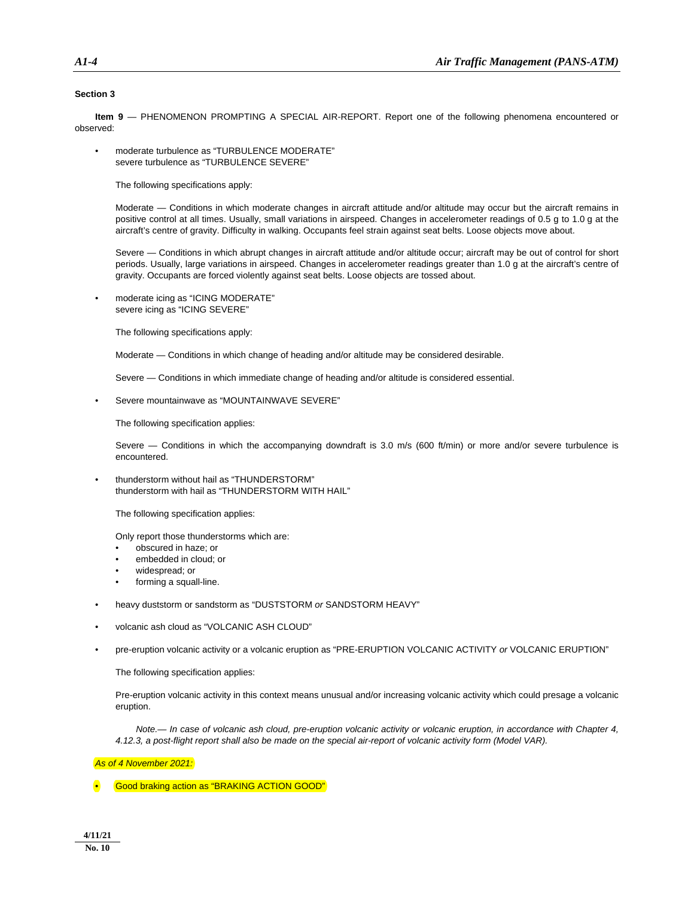**Section 3**

**Item 9** — PHENOMENON PROMPTING A SPECIAL AIR-REPORT. Report one of the following phenomena encountered or observed:

- moderate turbulence as "TURBULENCE MODERATE"
  severe turbulence as "TURBULENCE SEVERE"

  The following specifications apply:

  Moderate — Conditions in which moderate changes in aircraft attitude and/or altitude may occur but the aircraft remains in positive control at all times. Usually, small variations in airspeed. Changes in accelerometer readings of 0.5 g to 1.0 g at the aircraft's centre of gravity. Difficulty in walking. Occupants feel strain against seat belts. Loose objects move about.

  Severe — Conditions in which abrupt changes in aircraft attitude and/or altitude occur; aircraft may be out of control for short periods. Usually, large variations in airspeed. Changes in accelerometer readings greater than 1.0 g at the aircraft's centre of gravity. Occupants are forced violently against seat belts. Loose objects are tossed about.

- moderate icing as "ICING MODERATE"
  severe icing as "ICING SEVERE"

  The following specifications apply:

  Moderate — Conditions in which change of heading and/or altitude may be considered desirable.

  Severe — Conditions in which immediate change of heading and/or altitude is considered essential.

- Severe mountainwave as "MOUNTAINWAVE SEVERE"

  The following specification applies:

  Severe — Conditions in which the accompanying downdraft is 3.0 m/s (600 ft/min) or more and/or severe turbulence is encountered.

- thunderstorm without hail as "THUNDERSTORM"
  thunderstorm with hail as "THUNDERSTORM WITH HAIL"

  The following specification applies:

  Only report those thunderstorms which are:
  - obscured in haze; or
  - embedded in cloud; or
  - widespread; or
  - forming a squall-line.

- heavy duststorm or sandstorm as "DUSTSTORM *or* SANDSTORM HEAVY"

- volcanic ash cloud as "VOLCANIC ASH CLOUD"

- pre-eruption volcanic activity or a volcanic eruption as "PRE-ERUPTION VOLCANIC ACTIVITY *or* VOLCANIC ERUPTION"

  The following specification applies:

  Pre-eruption volcanic activity in this context means unusual and/or increasing volcanic activity which could presage a volcanic eruption.

  *Note.— In case of volcanic ash cloud, pre-eruption volcanic activity or volcanic eruption, in accordance with Chapter 4, 4.12.3, a post-flight report shall also be made on the special air-report of volcanic activity form (Model VAR).*

*As of 4 November 2021:*

- Good braking action as "BRAKING ACTION GOOD"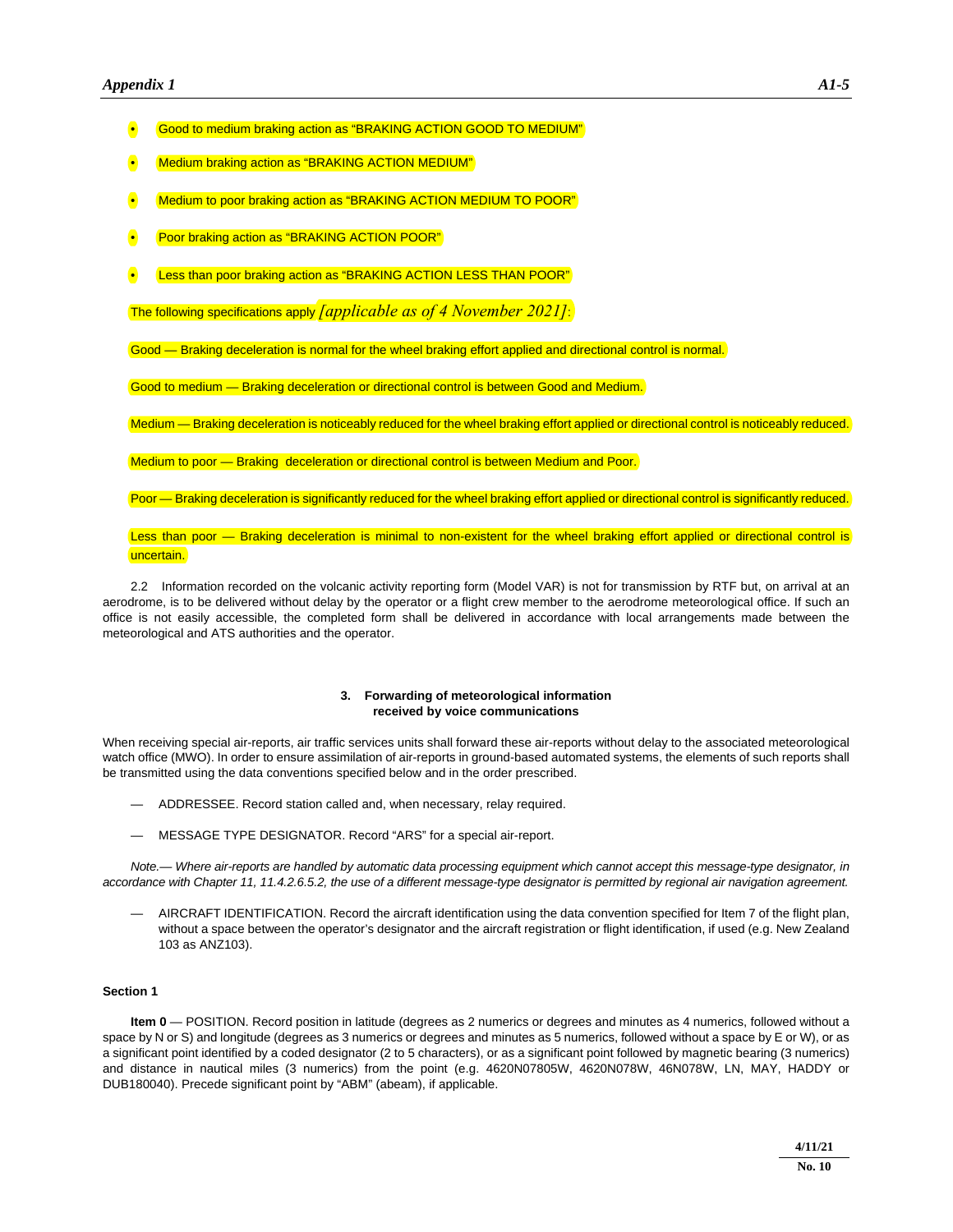- Good to medium braking action as "BRAKING ACTION GOOD TO MEDIUM"
- Medium braking action as "BRAKING ACTION MEDIUM"
- Medium to poor braking action as "BRAKING ACTION MEDIUM TO POOR"
- Poor braking action as "BRAKING ACTION POOR"
- Less than poor braking action as "BRAKING ACTION LESS THAN POOR"

The following specifications apply *[applicable as of 4 November 2021]*:

Good — Braking deceleration is normal for the wheel braking effort applied and directional control is normal.

Good to medium — Braking deceleration or directional control is between Good and Medium.

Medium — Braking deceleration is noticeably reduced for the wheel braking effort applied or directional control is noticeably reduced.

Medium to poor — Braking deceleration or directional control is between Medium and Poor.

Poor — Braking deceleration is significantly reduced for the wheel braking effort applied or directional control is significantly reduced.

Less than poor — Braking deceleration is minimal to non-existent for the wheel braking effort applied or directional control is uncertain.

2.2 Information recorded on the volcanic activity reporting form (Model VAR) is not for transmission by RTF but, on arrival at an aerodrome, is to be delivered without delay by the operator or a flight crew member to the aerodrome meteorological office. If such an office is not easily accessible, the completed form shall be delivered in accordance with local arrangements made between the meteorological and ATS authorities and the operator.

### 3. Forwarding of meteorological information received by voice communications

When receiving special air-reports, air traffic services units shall forward these air-reports without delay to the associated meteorological watch office (MWO). In order to ensure assimilation of air-reports in ground-based automated systems, the elements of such reports shall be transmitted using the data conventions specified below and in the order prescribed.

— ADDRESSEE. Record station called and, when necessary, relay required.

— MESSAGE TYPE DESIGNATOR. Record "ARS" for a special air-report.

*Note.— Where air-reports are handled by automatic data processing equipment which cannot accept this message-type designator, in accordance with Chapter 11, 11.4.2.6.5.2, the use of a different message-type designator is permitted by regional air navigation agreement.*

— AIRCRAFT IDENTIFICATION. Record the aircraft identification using the data convention specified for Item 7 of the flight plan, without a space between the operator's designator and the aircraft registration or flight identification, if used (e.g. New Zealand 103 as ANZ103).

**Section 1**

**Item 0** — POSITION. Record position in latitude (degrees as 2 numerics or degrees and minutes as 4 numerics, followed without a space by N or S) and longitude (degrees as 3 numerics or degrees and minutes as 5 numerics, followed without a space by E or W), or as a significant point identified by a coded designator (2 to 5 characters), or as a significant point followed by magnetic bearing (3 numerics) and distance in nautical miles (3 numerics) from the point (e.g. 4620N07805W, 4620N078W, 46N078W, LN, MAY, HADDY or DUB180040). Precede significant point by "ABM" (abeam), if applicable.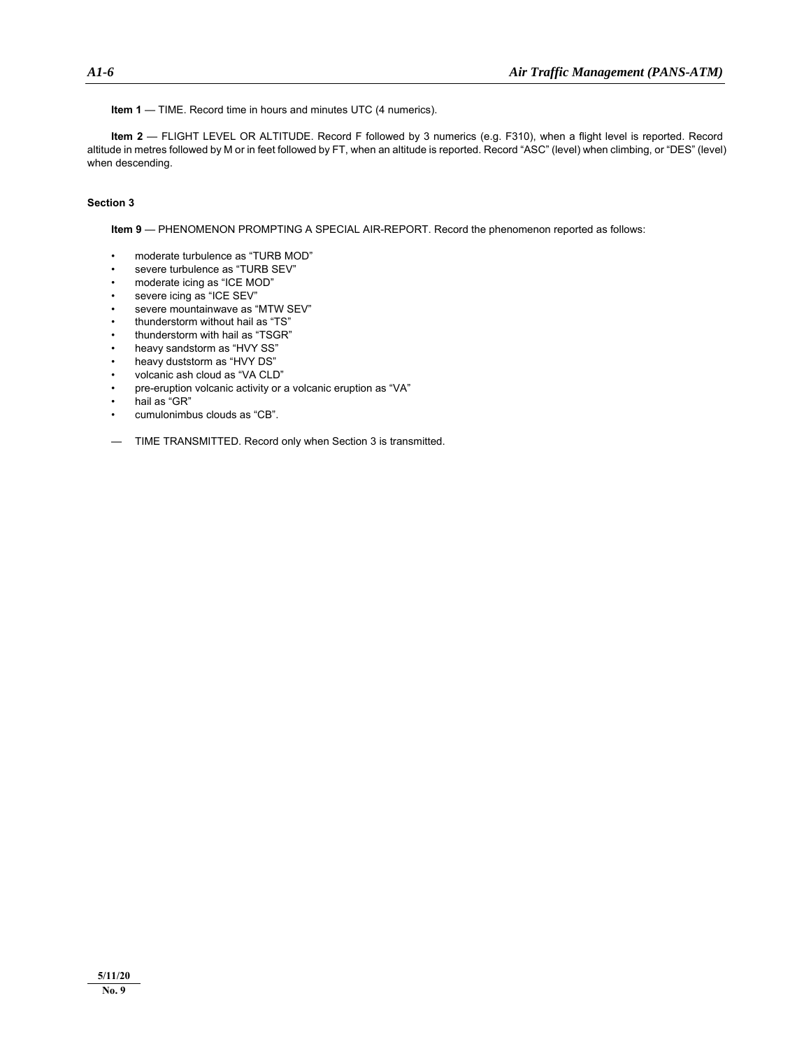**Item 1** — TIME. Record time in hours and minutes UTC (4 numerics).

**Item 2** — FLIGHT LEVEL OR ALTITUDE. Record F followed by 3 numerics (e.g. F310), when a flight level is reported. Record altitude in metres followed by M or in feet followed by FT, when an altitude is reported. Record "ASC" (level) when climbing, or "DES" (level) when descending.

**Section 3**

**Item 9** — PHENOMENON PROMPTING A SPECIAL AIR-REPORT. Record the phenomenon reported as follows:

- moderate turbulence as "TURB MOD"
- severe turbulence as "TURB SEV"
- moderate icing as "ICE MOD"
- severe icing as "ICE SEV"
- severe mountainwave as "MTW SEV"
- thunderstorm without hail as "TS"
- thunderstorm with hail as "TSGR"
- heavy sandstorm as "HVY SS"
- heavy duststorm as "HVY DS"
- volcanic ash cloud as "VA CLD"
- pre-eruption volcanic activity or a volcanic eruption as "VA"
- hail as "GR"
- cumulonimbus clouds as "CB".

— TIME TRANSMITTED. Record only when Section 3 is transmitted.